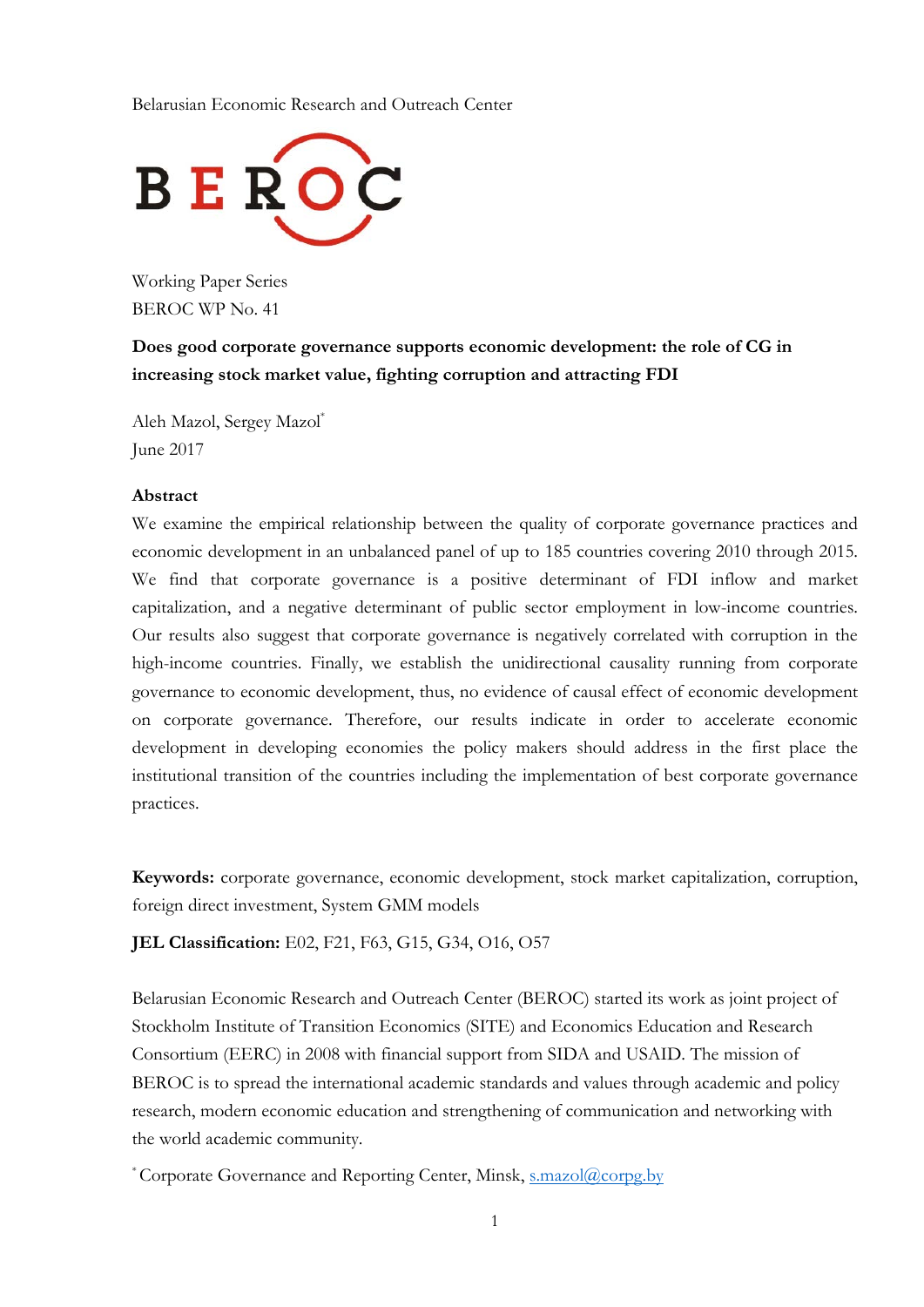Belarusian Economic Research and Outreach Center

BEROC

Working Paper Series
BEROC WP No. 41

**Does good corporate governance supports economic development: the role of CG in increasing stock market value, fighting corruption and attracting FDI**

Aleh Mazol, Sergey Mazol[*]
June 2017

## Abstract

We examine the empirical relationship between the quality of corporate governance practices and economic development in an unbalanced panel of up to 185 countries covering 2010 through 2015. We find that corporate governance is a positive determinant of FDI inflow and market capitalization, and a negative determinant of public sector employment in low-income countries. Our results also suggest that corporate governance is negatively correlated with corruption in the high-income countries. Finally, we establish the unidirectional causality running from corporate governance to economic development, thus, no evidence of causal effect of economic development on corporate governance. Therefore, our results indicate in order to accelerate economic development in developing economies the policy makers should address in the first place the institutional transition of the countries including the implementation of best corporate governance practices.

**Keywords:** corporate governance, economic development, stock market capitalization, corruption, foreign direct investment, System GMM models

**JEL Classification:** E02, F21, F63, G15, G34, O16, O57

Belarusian Economic Research and Outreach Center (BEROC) started its work as joint project of Stockholm Institute of Transition Economics (SITE) and Economics Education and Research Consortium (EERC) in 2008 with financial support from SIDA and USAID. The mission of BEROC is to spread the international academic standards and values through academic and policy research, modern economic education and strengthening of communication and networking with the world academic community.

[*] Corporate Governance and Reporting Center, Minsk, s.mazol@corpg.by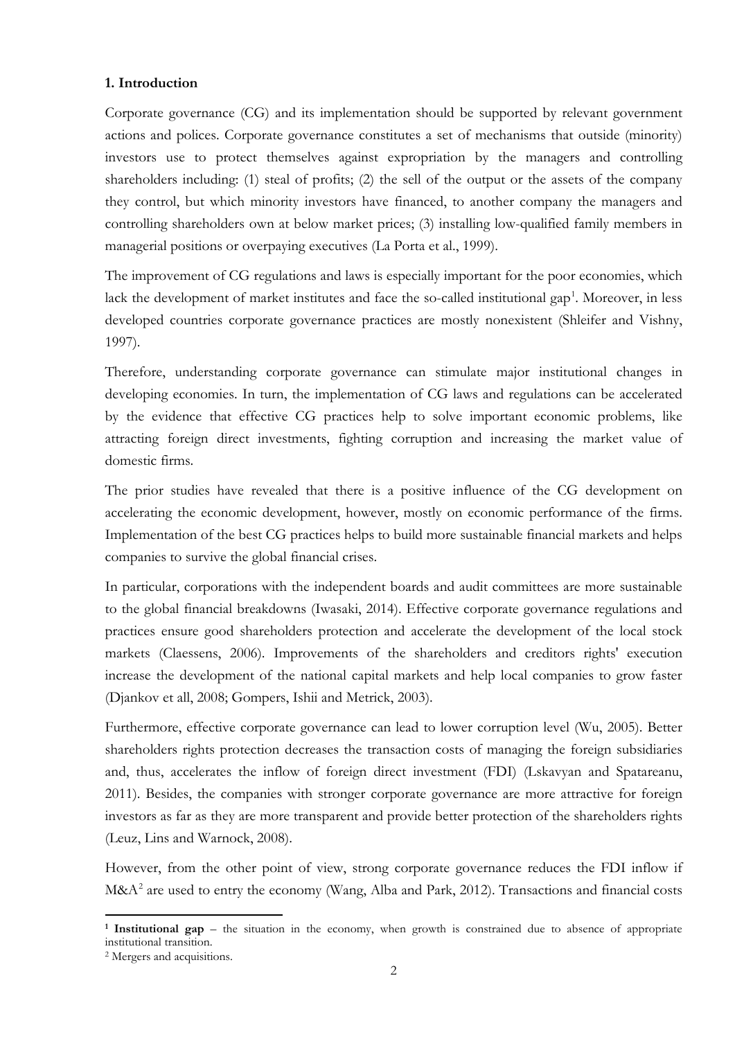## 1. Introduction

Corporate governance (CG) and its implementation should be supported by relevant government actions and polices. Corporate governance constitutes a set of mechanisms that outside (minority) investors use to protect themselves against expropriation by the managers and controlling shareholders including: (1) steal of profits; (2) the sell of the output or the assets of the company they control, but which minority investors have financed, to another company the managers and controlling shareholders own at below market prices; (3) installing low-qualified family members in managerial positions or overpaying executives (La Porta et al., 1999).

The improvement of CG regulations and laws is especially important for the poor economies, which lack the development of market institutes and face the so-called institutional gap[1]. Moreover, in less developed countries corporate governance practices are mostly nonexistent (Shleifer and Vishny, 1997).

Therefore, understanding corporate governance can stimulate major institutional changes in developing economies. In turn, the implementation of CG laws and regulations can be accelerated by the evidence that effective CG practices help to solve important economic problems, like attracting foreign direct investments, fighting corruption and increasing the market value of domestic firms.

The prior studies have revealed that there is a positive influence of the CG development on accelerating the economic development, however, mostly on economic performance of the firms. Implementation of the best CG practices helps to build more sustainable financial markets and helps companies to survive the global financial crises.

In particular, corporations with the independent boards and audit committees are more sustainable to the global financial breakdowns (Iwasaki, 2014). Effective corporate governance regulations and practices ensure good shareholders protection and accelerate the development of the local stock markets (Claessens, 2006). Improvements of the shareholders and creditors rights' execution increase the development of the national capital markets and help local companies to grow faster (Djankov et all, 2008; Gompers, Ishii and Metrick, 2003).

Furthermore, effective corporate governance can lead to lower corruption level (Wu, 2005). Better shareholders rights protection decreases the transaction costs of managing the foreign subsidiaries and, thus, accelerates the inflow of foreign direct investment (FDI) (Lskavyan and Spatareanu, 2011). Besides, the companies with stronger corporate governance are more attractive for foreign investors as far as they are more transparent and provide better protection of the shareholders rights (Leuz, Lins and Warnock, 2008).

However, from the other point of view, strong corporate governance reduces the FDI inflow if M&A[2] are used to entry the economy (Wang, Alba and Park, 2012). Transactions and financial costs

---

[1] **Institutional gap** – the situation in the economy, when growth is constrained due to absence of appropriate institutional transition.

[2] Mergers and acquisitions.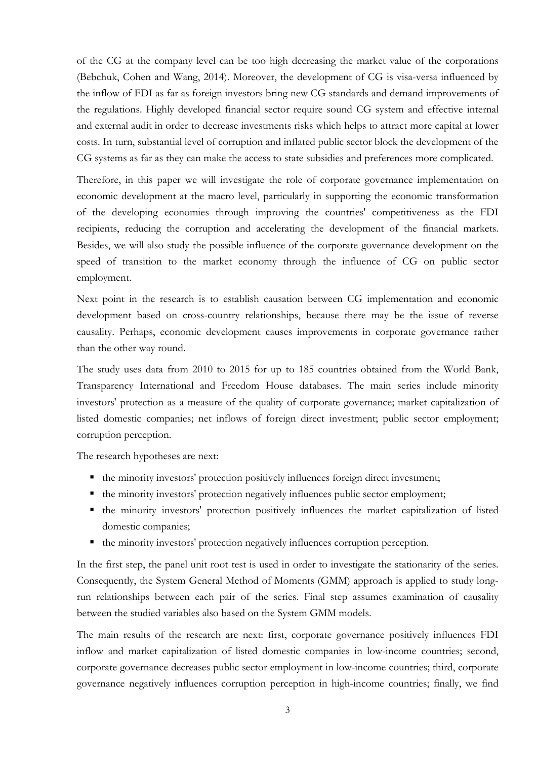of the CG at the company level can be too high decreasing the market value of the corporations (Bebchuk, Cohen and Wang, 2014). Moreover, the development of CG is visa-versa influenced by the inflow of FDI as far as foreign investors bring new CG standards and demand improvements of the regulations. Highly developed financial sector require sound CG system and effective internal and external audit in order to decrease investments risks which helps to attract more capital at lower costs. In turn, substantial level of corruption and inflated public sector block the development of the CG systems as far as they can make the access to state subsidies and preferences more complicated.

Therefore, in this paper we will investigate the role of corporate governance implementation on economic development at the macro level, particularly in supporting the economic transformation of the developing economies through improving the countries' competitiveness as the FDI recipients, reducing the corruption and accelerating the development of the financial markets. Besides, we will also study the possible influence of the corporate governance development on the speed of transition to the market economy through the influence of CG on public sector employment.

Next point in the research is to establish causation between CG implementation and economic development based on cross-country relationships, because there may be the issue of reverse causality. Perhaps, economic development causes improvements in corporate governance rather than the other way round.

The study uses data from 2010 to 2015 for up to 185 countries obtained from the World Bank, Transparency International and Freedom House databases. The main series include minority investors' protection as a measure of the quality of corporate governance; market capitalization of listed domestic companies; net inflows of foreign direct investment; public sector employment; corruption perception.

The research hypotheses are next:

- the minority investors' protection positively influences foreign direct investment;
- the minority investors' protection negatively influences public sector employment;
- the minority investors' protection positively influences the market capitalization of listed domestic companies;
- the minority investors' protection negatively influences corruption perception.

In the first step, the panel unit root test is used in order to investigate the stationarity of the series. Consequently, the System General Method of Moments (GMM) approach is applied to study long-run relationships between each pair of the series. Final step assumes examination of causality between the studied variables also based on the System GMM models.

The main results of the research are next: first, corporate governance positively influences FDI inflow and market capitalization of listed domestic companies in low-income countries; second, corporate governance decreases public sector employment in low-income countries; third, corporate governance negatively influences corruption perception in high-income countries; finally, we find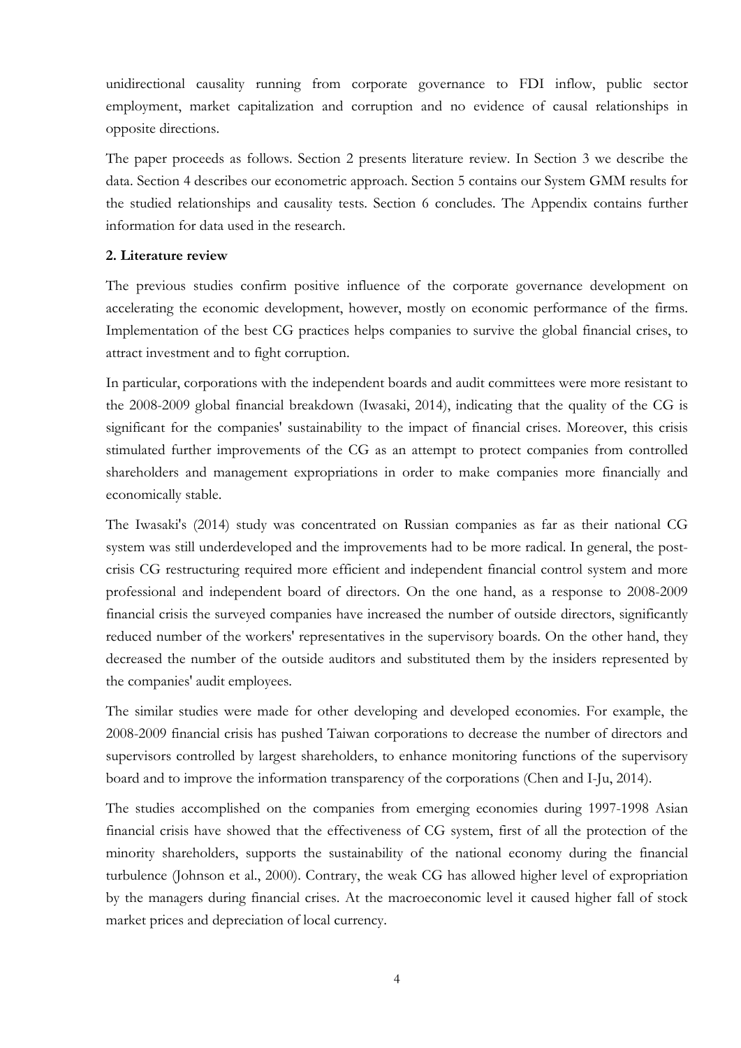unidirectional causality running from corporate governance to FDI inflow, public sector employment, market capitalization and corruption and no evidence of causal relationships in opposite directions.

The paper proceeds as follows. Section 2 presents literature review. In Section 3 we describe the data. Section 4 describes our econometric approach. Section 5 contains our System GMM results for the studied relationships and causality tests. Section 6 concludes. The Appendix contains further information for data used in the research.

## 2. Literature review

The previous studies confirm positive influence of the corporate governance development on accelerating the economic development, however, mostly on economic performance of the firms. Implementation of the best CG practices helps companies to survive the global financial crises, to attract investment and to fight corruption.

In particular, corporations with the independent boards and audit committees were more resistant to the 2008-2009 global financial breakdown (Iwasaki, 2014), indicating that the quality of the CG is significant for the companies' sustainability to the impact of financial crises. Moreover, this crisis stimulated further improvements of the CG as an attempt to protect companies from controlled shareholders and management expropriations in order to make companies more financially and economically stable.

The Iwasaki's (2014) study was concentrated on Russian companies as far as their national CG system was still underdeveloped and the improvements had to be more radical. In general, the post-crisis CG restructuring required more efficient and independent financial control system and more professional and independent board of directors. On the one hand, as a response to 2008-2009 financial crisis the surveyed companies have increased the number of outside directors, significantly reduced number of the workers' representatives in the supervisory boards. On the other hand, they decreased the number of the outside auditors and substituted them by the insiders represented by the companies' audit employees.

The similar studies were made for other developing and developed economies. For example, the 2008-2009 financial crisis has pushed Taiwan corporations to decrease the number of directors and supervisors controlled by largest shareholders, to enhance monitoring functions of the supervisory board and to improve the information transparency of the corporations (Chen and I-Ju, 2014).

The studies accomplished on the companies from emerging economies during 1997-1998 Asian financial crisis have showed that the effectiveness of CG system, first of all the protection of the minority shareholders, supports the sustainability of the national economy during the financial turbulence (Johnson et al., 2000). Contrary, the weak CG has allowed higher level of expropriation by the managers during financial crises. At the macroeconomic level it caused higher fall of stock market prices and depreciation of local currency.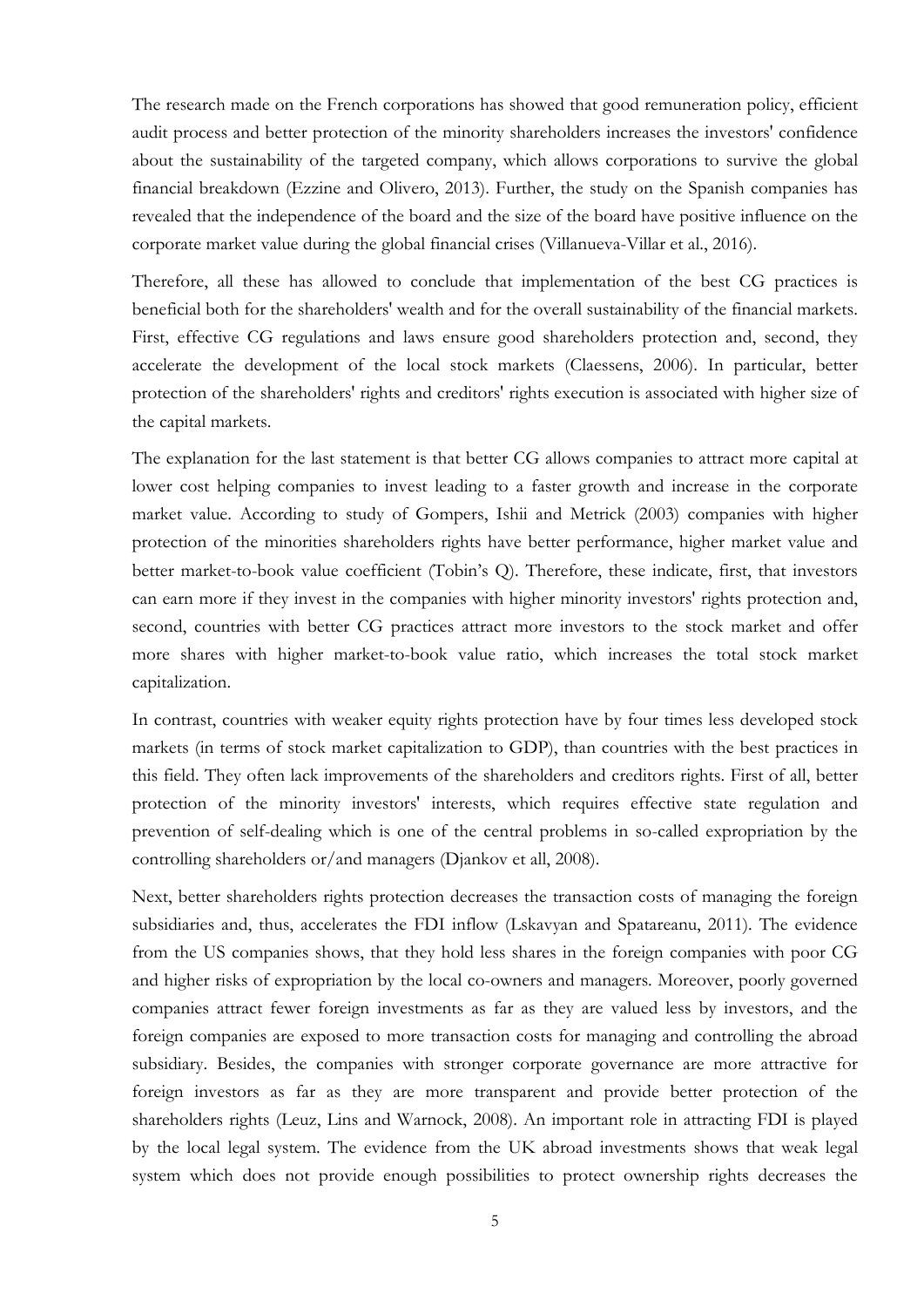The research made on the French corporations has showed that good remuneration policy, efficient audit process and better protection of the minority shareholders increases the investors' confidence about the sustainability of the targeted company, which allows corporations to survive the global financial breakdown (Ezzine and Olivero, 2013). Further, the study on the Spanish companies has revealed that the independence of the board and the size of the board have positive influence on the corporate market value during the global financial crises (Villanueva-Villar et al., 2016).

Therefore, all these has allowed to conclude that implementation of the best CG practices is beneficial both for the shareholders' wealth and for the overall sustainability of the financial markets. First, effective CG regulations and laws ensure good shareholders protection and, second, they accelerate the development of the local stock markets (Claessens, 2006). In particular, better protection of the shareholders' rights and creditors' rights execution is associated with higher size of the capital markets.

The explanation for the last statement is that better CG allows companies to attract more capital at lower cost helping companies to invest leading to a faster growth and increase in the corporate market value. According to study of Gompers, Ishii and Metrick (2003) companies with higher protection of the minorities shareholders rights have better performance, higher market value and better market-to-book value coefficient (Tobin's Q). Therefore, these indicate, first, that investors can earn more if they invest in the companies with higher minority investors' rights protection and, second, countries with better CG practices attract more investors to the stock market and offer more shares with higher market-to-book value ratio, which increases the total stock market capitalization.

In contrast, countries with weaker equity rights protection have by four times less developed stock markets (in terms of stock market capitalization to GDP), than countries with the best practices in this field. They often lack improvements of the shareholders and creditors rights. First of all, better protection of the minority investors' interests, which requires effective state regulation and prevention of self-dealing which is one of the central problems in so-called expropriation by the controlling shareholders or/and managers (Djankov et all, 2008).

Next, better shareholders rights protection decreases the transaction costs of managing the foreign subsidiaries and, thus, accelerates the FDI inflow (Lskavyan and Spatareanu, 2011). The evidence from the US companies shows, that they hold less shares in the foreign companies with poor CG and higher risks of expropriation by the local co-owners and managers. Moreover, poorly governed companies attract fewer foreign investments as far as they are valued less by investors, and the foreign companies are exposed to more transaction costs for managing and controlling the abroad subsidiary. Besides, the companies with stronger corporate governance are more attractive for foreign investors as far as they are more transparent and provide better protection of the shareholders rights (Leuz, Lins and Warnock, 2008). An important role in attracting FDI is played by the local legal system. The evidence from the UK abroad investments shows that weak legal system which does not provide enough possibilities to protect ownership rights decreases the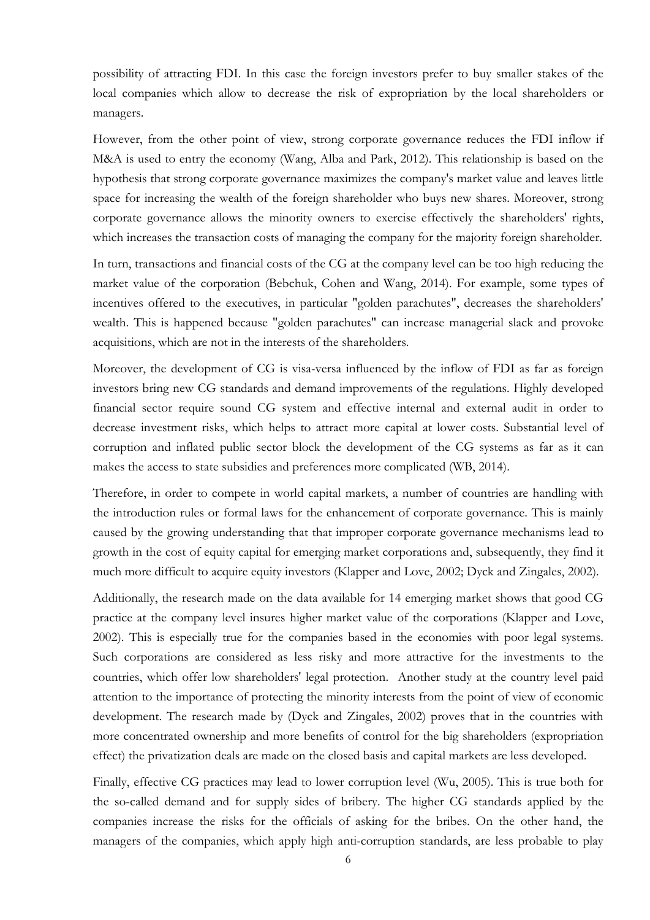possibility of attracting FDI. In this case the foreign investors prefer to buy smaller stakes of the local companies which allow to decrease the risk of expropriation by the local shareholders or managers.

However, from the other point of view, strong corporate governance reduces the FDI inflow if M&A is used to entry the economy (Wang, Alba and Park, 2012). This relationship is based on the hypothesis that strong corporate governance maximizes the company's market value and leaves little space for increasing the wealth of the foreign shareholder who buys new shares. Moreover, strong corporate governance allows the minority owners to exercise effectively the shareholders' rights, which increases the transaction costs of managing the company for the majority foreign shareholder.

In turn, transactions and financial costs of the CG at the company level can be too high reducing the market value of the corporation (Bebchuk, Cohen and Wang, 2014). For example, some types of incentives offered to the executives, in particular "golden parachutes", decreases the shareholders' wealth. This is happened because "golden parachutes" can increase managerial slack and provoke acquisitions, which are not in the interests of the shareholders.

Moreover, the development of CG is visa-versa influenced by the inflow of FDI as far as foreign investors bring new CG standards and demand improvements of the regulations. Highly developed financial sector require sound CG system and effective internal and external audit in order to decrease investment risks, which helps to attract more capital at lower costs. Substantial level of corruption and inflated public sector block the development of the CG systems as far as it can makes the access to state subsidies and preferences more complicated (WB, 2014).

Therefore, in order to compete in world capital markets, a number of countries are handling with the introduction rules or formal laws for the enhancement of corporate governance. This is mainly caused by the growing understanding that that improper corporate governance mechanisms lead to growth in the cost of equity capital for emerging market corporations and, subsequently, they find it much more difficult to acquire equity investors (Klapper and Love, 2002; Dyck and Zingales, 2002).

Additionally, the research made on the data available for 14 emerging market shows that good CG practice at the company level insures higher market value of the corporations (Klapper and Love, 2002). This is especially true for the companies based in the economies with poor legal systems. Such corporations are considered as less risky and more attractive for the investments to the countries, which offer low shareholders' legal protection. Another study at the country level paid attention to the importance of protecting the minority interests from the point of view of economic development. The research made by (Dyck and Zingales, 2002) proves that in the countries with more concentrated ownership and more benefits of control for the big shareholders (expropriation effect) the privatization deals are made on the closed basis and capital markets are less developed.

Finally, effective CG practices may lead to lower corruption level (Wu, 2005). This is true both for the so-called demand and for supply sides of bribery. The higher CG standards applied by the companies increase the risks for the officials of asking for the bribes. On the other hand, the managers of the companies, which apply high anti-corruption standards, are less probable to play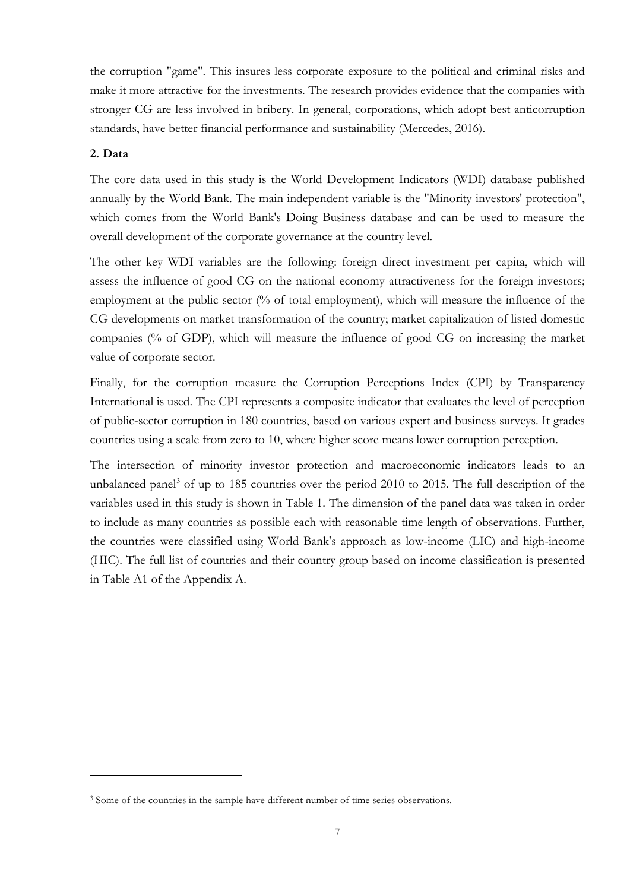the corruption "game". This insures less corporate exposure to the political and criminal risks and make it more attractive for the investments. The research provides evidence that the companies with stronger CG are less involved in bribery. In general, corporations, which adopt best anticorruption standards, have better financial performance and sustainability (Mercedes, 2016).

## 2. Data

The core data used in this study is the World Development Indicators (WDI) database published annually by the World Bank. The main independent variable is the "Minority investors' protection", which comes from the World Bank's Doing Business database and can be used to measure the overall development of the corporate governance at the country level.

The other key WDI variables are the following: foreign direct investment per capita, which will assess the influence of good CG on the national economy attractiveness for the foreign investors; employment at the public sector (% of total employment), which will measure the influence of the CG developments on market transformation of the country; market capitalization of listed domestic companies (% of GDP), which will measure the influence of good CG on increasing the market value of corporate sector.

Finally, for the corruption measure the Corruption Perceptions Index (CPI) by Transparency International is used. The CPI represents a composite indicator that evaluates the level of perception of public-sector corruption in 180 countries, based on various expert and business surveys. It grades countries using a scale from zero to 10, where higher score means lower corruption perception.

The intersection of minority investor protection and macroeconomic indicators leads to an unbalanced panel[3] of up to 185 countries over the period 2010 to 2015. The full description of the variables used in this study is shown in Table 1. The dimension of the panel data was taken in order to include as many countries as possible each with reasonable time length of observations. Further, the countries were classified using World Bank's approach as low-income (LIC) and high-income (HIC). The full list of countries and their country group based on income classification is presented in Table A1 of the Appendix A.

---

[3] Some of the countries in the sample have different number of time series observations.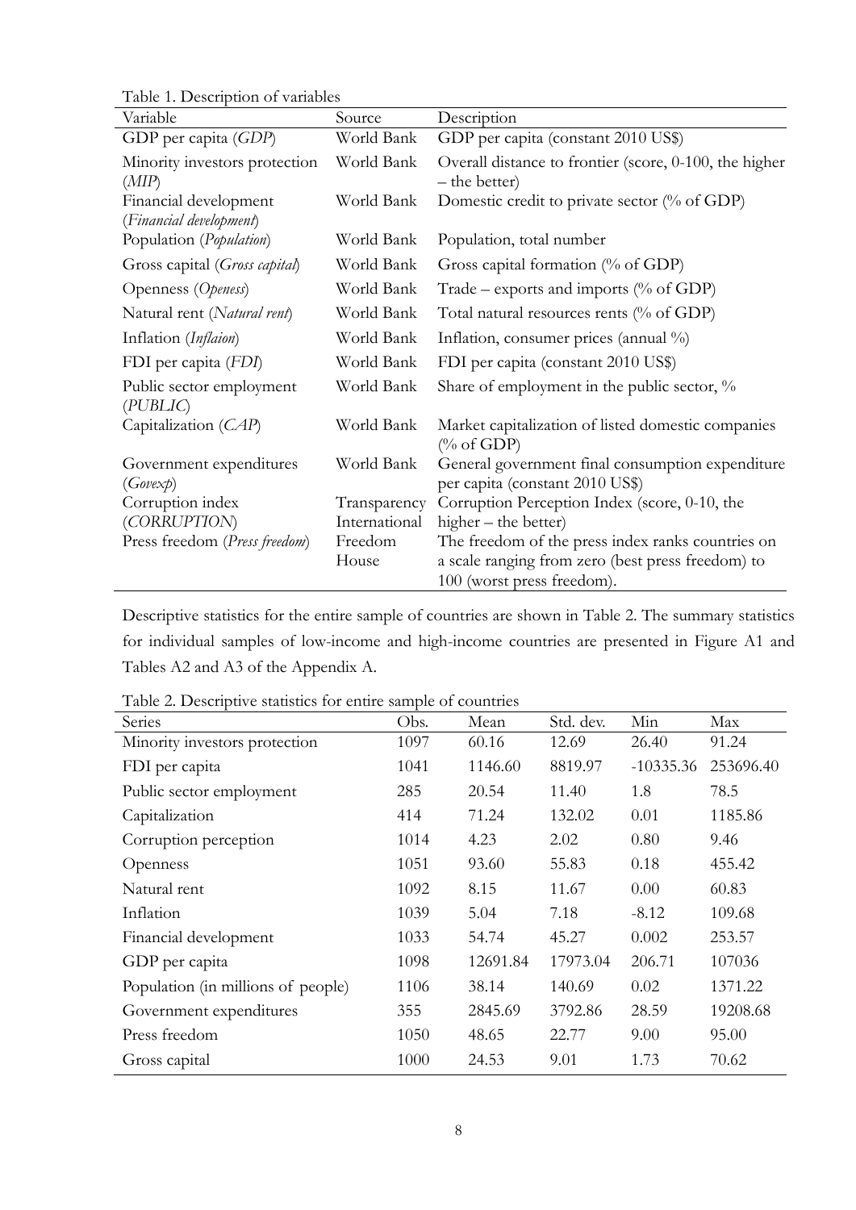Table 1. Description of variables

| Variable | Source | Description |
|---|---|---|
| GDP per capita (*GDP*) | World Bank | GDP per capita (constant 2010 US$) |
| Minority investors protection (*MIP*) | World Bank | Overall distance to frontier (score, 0-100, the higher – the better) |
| Financial development (*Financial development*) | World Bank | Domestic credit to private sector (% of GDP) |
| Population (*Population*) | World Bank | Population, total number |
| Gross capital (*Gross capital*) | World Bank | Gross capital formation (% of GDP) |
| Openness (*Openess*) | World Bank | Trade – exports and imports (% of GDP) |
| Natural rent (*Natural rent*) | World Bank | Total natural resources rents (% of GDP) |
| Inflation (*Inflaion*) | World Bank | Inflation, consumer prices (annual %) |
| FDI per capita (*FDI*) | World Bank | FDI per capita (constant 2010 US$) |
| Public sector employment (*PUBLIC*) | World Bank | Share of employment in the public sector, % |
| Capitalization (*CAP*) | World Bank | Market capitalization of listed domestic companies (% of GDP) |
| Government expenditures (*Govexp*) | World Bank | General government final consumption expenditure per capita (constant 2010 US$) |
| Corruption index (*CORRUPTION*) | Transparency International | Corruption Perception Index (score, 0-10, the higher – the better) |
| Press freedom (*Press freedom*) | Freedom House | The freedom of the press index ranks countries on a scale ranging from zero (best press freedom) to 100 (worst press freedom). |

Descriptive statistics for the entire sample of countries are shown in Table 2. The summary statistics for individual samples of low-income and high-income countries are presented in Figure A1 and Tables A2 and A3 of the Appendix A.

Table 2. Descriptive statistics for entire sample of countries

| Series | Obs. | Mean | Std. dev. | Min | Max |
|---|---|---|---|---|---|
| Minority investors protection | 1097 | 60.16 | 12.69 | 26.40 | 91.24 |
| FDI per capita | 1041 | 1146.60 | 8819.97 | -10335.36 | 253696.40 |
| Public sector employment | 285 | 20.54 | 11.40 | 1.8 | 78.5 |
| Capitalization | 414 | 71.24 | 132.02 | 0.01 | 1185.86 |
| Corruption perception | 1014 | 4.23 | 2.02 | 0.80 | 9.46 |
| Openness | 1051 | 93.60 | 55.83 | 0.18 | 455.42 |
| Natural rent | 1092 | 8.15 | 11.67 | 0.00 | 60.83 |
| Inflation | 1039 | 5.04 | 7.18 | -8.12 | 109.68 |
| Financial development | 1033 | 54.74 | 45.27 | 0.002 | 253.57 |
| GDP per capita | 1098 | 12691.84 | 17973.04 | 206.71 | 107036 |
| Population (in millions of people) | 1106 | 38.14 | 140.69 | 0.02 | 1371.22 |
| Government expenditures | 355 | 2845.69 | 3792.86 | 28.59 | 19208.68 |
| Press freedom | 1050 | 48.65 | 22.77 | 9.00 | 95.00 |
| Gross capital | 1000 | 24.53 | 9.01 | 1.73 | 70.62 |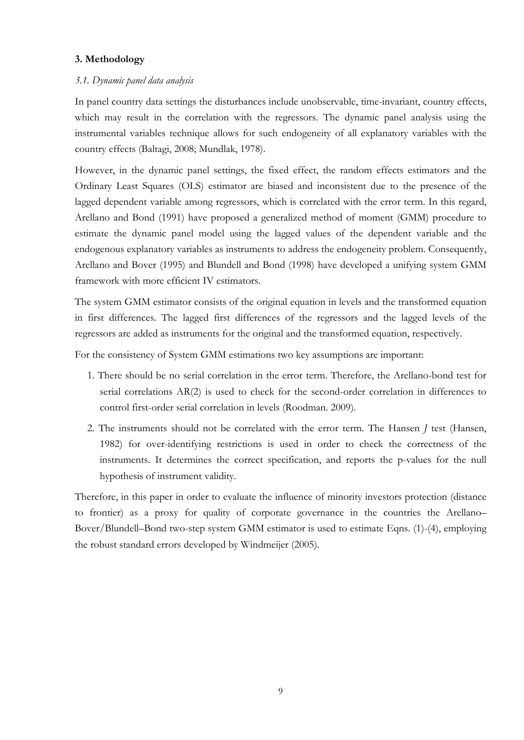## 3. Methodology

### *3.1. Dynamic panel data analysis*

In panel country data settings the disturbances include unobservable, time-invariant, country effects, which may result in the correlation with the regressors. The dynamic panel analysis using the instrumental variables technique allows for such endogeneity of all explanatory variables with the country effects (Baltagi, 2008; Mundlak, 1978).

However, in the dynamic panel settings, the fixed effect, the random effects estimators and the Ordinary Least Squares (OLS) estimator are biased and inconsistent due to the presence of the lagged dependent variable among regressors, which is correlated with the error term. In this regard, Arellano and Bond (1991) have proposed a generalized method of moment (GMM) procedure to estimate the dynamic panel model using the lagged values of the dependent variable and the endogenous explanatory variables as instruments to address the endogeneity problem. Consequently, Arellano and Bover (1995) and Blundell and Bond (1998) have developed a unifying system GMM framework with more efficient IV estimators.

The system GMM estimator consists of the original equation in levels and the transformed equation in first differences. The lagged first differences of the regressors and the lagged levels of the regressors are added as instruments for the original and the transformed equation, respectively.

For the consistency of System GMM estimations two key assumptions are important:

1. There should be no serial correlation in the error term. Therefore, the Arellano-bond test for serial correlations AR(2) is used to check for the second-order correlation in differences to control first-order serial correlation in levels (Roodman. 2009).
2. The instruments should not be correlated with the error term. The Hansen *J* test (Hansen, 1982) for over-identifying restrictions is used in order to check the correctness of the instruments. It determines the correct specification, and reports the p-values for the null hypothesis of instrument validity.

Therefore, in this paper in order to evaluate the influence of minority investors protection (distance to frontier) as a proxy for quality of corporate governance in the countries the Arellano–Bover/Blundell–Bond two-step system GMM estimator is used to estimate Eqns. (1)-(4), employing the robust standard errors developed by Windmeijer (2005).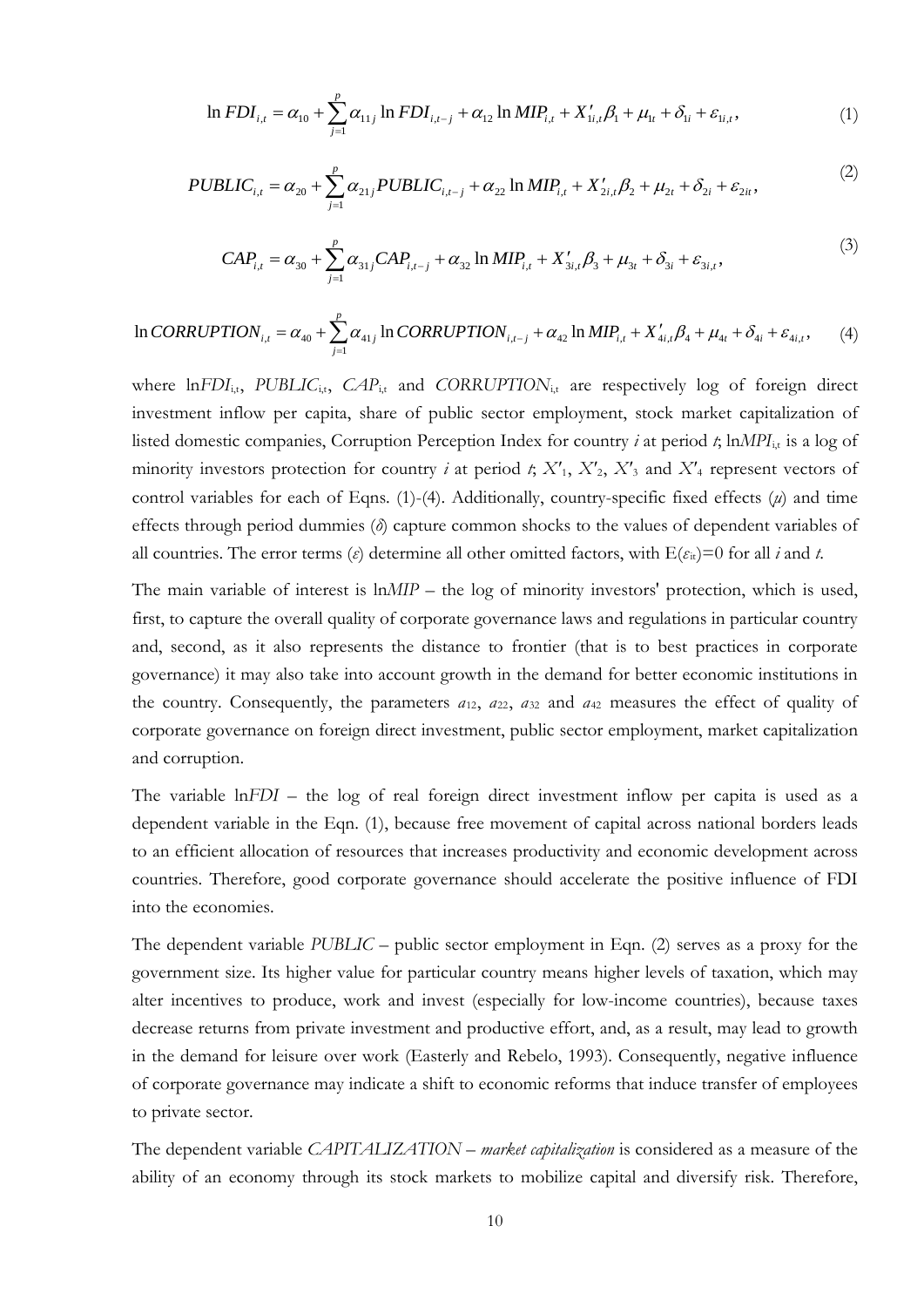$$\ln FDI_{i,t} = \alpha_{10} + \sum_{j=1}^{p} \alpha_{11j} \ln FDI_{i,t-j} + \alpha_{12} \ln MIP_{i,t} + X'_{1i,t}\beta_1 + \mu_{1t} + \delta_{1i} + \varepsilon_{1i,t}, \quad (1)$$

$$PUBLIC_{i,t} = \alpha_{20} + \sum_{j=1}^{p} \alpha_{21j} PUBLIC_{i,t-j} + \alpha_{22} \ln MIP_{i,t} + X'_{2i,t}\beta_2 + \mu_{2t} + \delta_{2i} + \varepsilon_{2it}, \quad (2)$$

$$CAP_{i,t} = \alpha_{30} + \sum_{j=1}^{p} \alpha_{31j} CAP_{i,t-j} + \alpha_{32} \ln MIP_{i,t} + X'_{3i,t}\beta_3 + \mu_{3t} + \delta_{3i} + \varepsilon_{3i,t}, \quad (3)$$

$$\ln CORRUPTION_{i,t} = \alpha_{40} + \sum_{j=1}^{p} \alpha_{41j} \ln CORRUPTION_{i,t-j} + \alpha_{42} \ln MIP_{i,t} + X'_{4i,t}\beta_4 + \mu_{4t} + \delta_{4i} + \varepsilon_{4i,t}, \quad (4)$$

where $\ln FDI_{i,t}$, $PUBLIC_{i,t}$, $CAP_{i,t}$ and $CORRUPTION_{i,t}$ are respectively log of foreign direct investment inflow per capita, share of public sector employment, stock market capitalization of listed domestic companies, Corruption Perception Index for country *i* at period *t*; $\ln MPI_{i,t}$ is a log of minority investors protection for country *i* at period *t*; $X'_1$, $X'_2$, $X'_3$ and $X'_4$ represent vectors of control variables for each of Eqns. (1)-(4). Additionally, country-specific fixed effects ($\mu$) and time effects through period dummies ($\delta$) capture common shocks to the values of dependent variables of all countries. The error terms ($\varepsilon$) determine all other omitted factors, with $E(\varepsilon_{it})=0$ for all *i* and *t*.

The main variable of interest is $\ln MIP$ – the log of minority investors' protection, which is used, first, to capture the overall quality of corporate governance laws and regulations in particular country and, second, as it also represents the distance to frontier (that is to best practices in corporate governance) it may also take into account growth in the demand for better economic institutions in the country. Consequently, the parameters $a_{12}$, $a_{22}$, $a_{32}$ and $a_{42}$ measures the effect of quality of corporate governance on foreign direct investment, public sector employment, market capitalization and corruption.

The variable $\ln FDI$ – the log of real foreign direct investment inflow per capita is used as a dependent variable in the Eqn. (1), because free movement of capital across national borders leads to an efficient allocation of resources that increases productivity and economic development across countries. Therefore, good corporate governance should accelerate the positive influence of FDI into the economies.

The dependent variable *PUBLIC* – public sector employment in Eqn. (2) serves as a proxy for the government size. Its higher value for particular country means higher levels of taxation, which may alter incentives to produce, work and invest (especially for low-income countries), because taxes decrease returns from private investment and productive effort, and, as a result, may lead to growth in the demand for leisure over work (Easterly and Rebelo, 1993). Consequently, negative influence of corporate governance may indicate a shift to economic reforms that induce transfer of employees to private sector.

The dependent variable *CAPITALIZATION* – *market capitalization* is considered as a measure of the ability of an economy through its stock markets to mobilize capital and diversify risk. Therefore,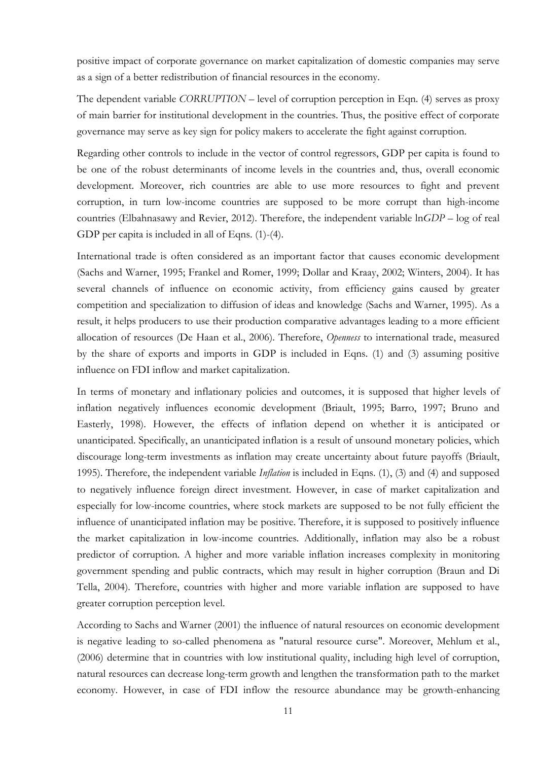positive impact of corporate governance on market capitalization of domestic companies may serve as a sign of a better redistribution of financial resources in the economy.

The dependent variable *CORRUPTION* – level of corruption perception in Eqn. (4) serves as proxy of main barrier for institutional development in the countries. Thus, the positive effect of corporate governance may serve as key sign for policy makers to accelerate the fight against corruption.

Regarding other controls to include in the vector of control regressors, GDP per capita is found to be one of the robust determinants of income levels in the countries and, thus, overall economic development. Moreover, rich countries are able to use more resources to fight and prevent corruption, in turn low-income countries are supposed to be more corrupt than high-income countries (Elbahnasawy and Revier, 2012). Therefore, the independent variable ln*GDP* – log of real GDP per capita is included in all of Eqns. (1)-(4).

International trade is often considered as an important factor that causes economic development (Sachs and Warner, 1995; Frankel and Romer, 1999; Dollar and Kraay, 2002; Winters, 2004). It has several channels of influence on economic activity, from efficiency gains caused by greater competition and specialization to diffusion of ideas and knowledge (Sachs and Warner, 1995). As a result, it helps producers to use their production comparative advantages leading to a more efficient allocation of resources (De Haan et al., 2006). Therefore, *Openness* to international trade, measured by the share of exports and imports in GDP is included in Eqns. (1) and (3) assuming positive influence on FDI inflow and market capitalization.

In terms of monetary and inflationary policies and outcomes, it is supposed that higher levels of inflation negatively influences economic development (Briault, 1995; Barro, 1997; Bruno and Easterly, 1998). However, the effects of inflation depend on whether it is anticipated or unanticipated. Specifically, an unanticipated inflation is a result of unsound monetary policies, which discourage long-term investments as inflation may create uncertainty about future payoffs (Briault, 1995). Therefore, the independent variable *Inflation* is included in Eqns. (1), (3) and (4) and supposed to negatively influence foreign direct investment. However, in case of market capitalization and especially for low-income countries, where stock markets are supposed to be not fully efficient the influence of unanticipated inflation may be positive. Therefore, it is supposed to positively influence the market capitalization in low-income countries. Additionally, inflation may also be a robust predictor of corruption. A higher and more variable inflation increases complexity in monitoring government spending and public contracts, which may result in higher corruption (Braun and Di Tella, 2004). Therefore, countries with higher and more variable inflation are supposed to have greater corruption perception level.

According to Sachs and Warner (2001) the influence of natural resources on economic development is negative leading to so-called phenomena as "natural resource curse". Moreover, Mehlum et al., (2006) determine that in countries with low institutional quality, including high level of corruption, natural resources can decrease long-term growth and lengthen the transformation path to the market economy. However, in case of FDI inflow the resource abundance may be growth-enhancing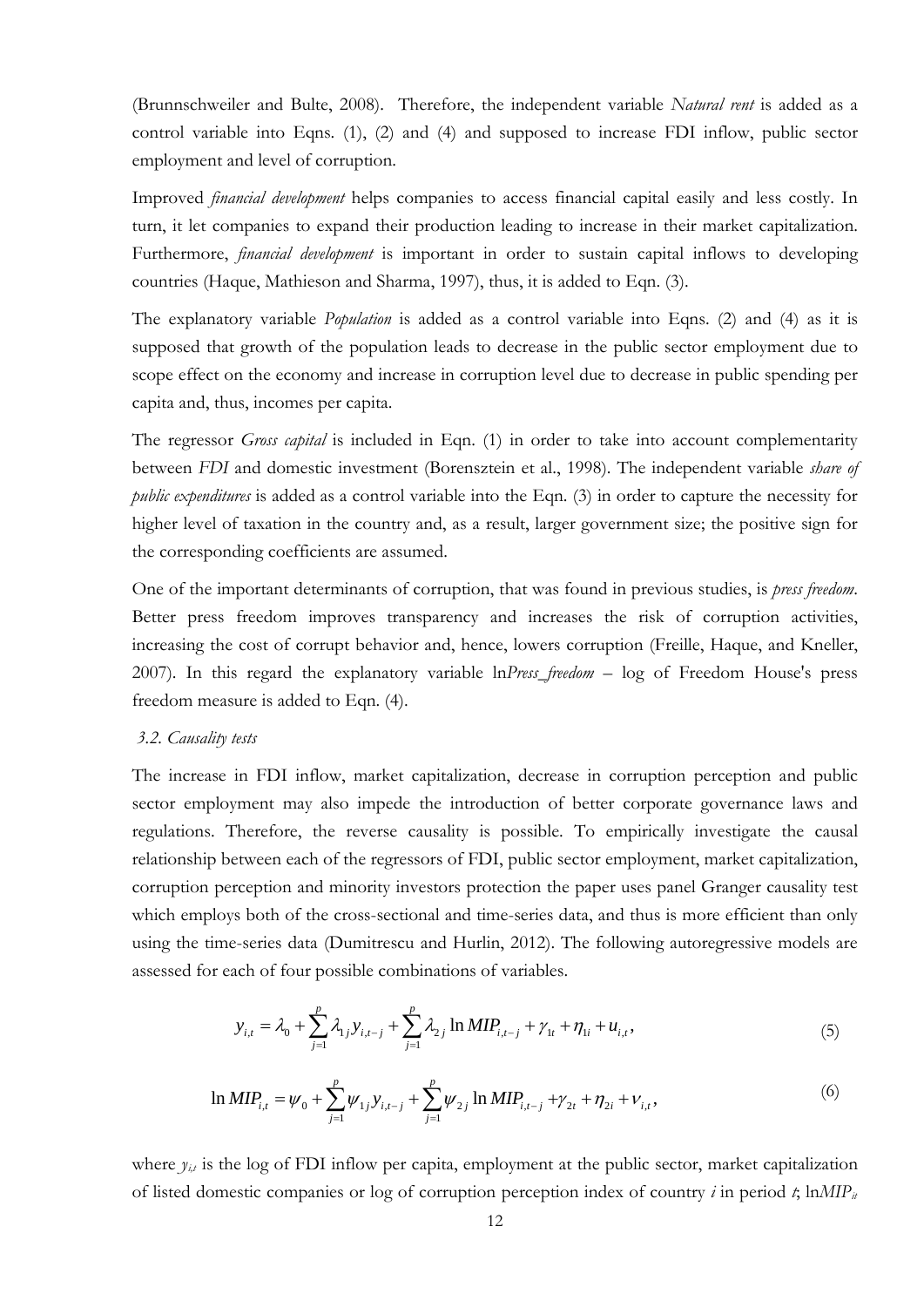(Brunnschweiler and Bulte, 2008). Therefore, the independent variable *Natural rent* is added as a control variable into Eqns. (1), (2) and (4) and supposed to increase FDI inflow, public sector employment and level of corruption.

Improved *financial development* helps companies to access financial capital easily and less costly. In turn, it let companies to expand their production leading to increase in their market capitalization. Furthermore, *financial development* is important in order to sustain capital inflows to developing countries (Haque, Mathieson and Sharma, 1997), thus, it is added to Eqn. (3).

The explanatory variable *Population* is added as a control variable into Eqns. (2) and (4) as it is supposed that growth of the population leads to decrease in the public sector employment due to scope effect on the economy and increase in corruption level due to decrease in public spending per capita and, thus, incomes per capita.

The regressor *Gross capital* is included in Eqn. (1) in order to take into account complementarity between *FDI* and domestic investment (Borensztein et al., 1998). The independent variable *share of public expenditures* is added as a control variable into the Eqn. (3) in order to capture the necessity for higher level of taxation in the country and, as a result, larger government size; the positive sign for the corresponding coefficients are assumed.

One of the important determinants of corruption, that was found in previous studies, is *press freedom*. Better press freedom improves transparency and increases the risk of corruption activities, increasing the cost of corrupt behavior and, hence, lowers corruption (Freille, Haque, and Kneller, 2007). In this regard the explanatory variable ln*Press_freedom* – log of Freedom House's press freedom measure is added to Eqn. (4).

### *3.2. Causality tests*

The increase in FDI inflow, market capitalization, decrease in corruption perception and public sector employment may also impede the introduction of better corporate governance laws and regulations. Therefore, the reverse causality is possible. To empirically investigate the causal relationship between each of the regressors of FDI, public sector employment, market capitalization, corruption perception and minority investors protection the paper uses panel Granger causality test which employs both of the cross-sectional and time-series data, and thus is more efficient than only using the time-series data (Dumitrescu and Hurlin, 2012). The following autoregressive models are assessed for each of four possible combinations of variables.

$$y_{i,t} = \lambda_0 + \sum_{j=1}^{p} \lambda_{1j} y_{i,t-j} + \sum_{j=1}^{p} \lambda_{2j} \ln MIP_{i,t-j} + \gamma_{1t} + \eta_{1i} + u_{i,t}, \tag{5}$$

$$\ln MIP_{i,t} = \psi_0 + \sum_{j=1}^{p} \psi_{1j} y_{i,t-j} + \sum_{j=1}^{p} \psi_{2j} \ln MIP_{i,t-j} + \gamma_{2t} + \eta_{2i} + \nu_{i,t}, \tag{6}$$

where $y_{i,t}$ is the log of FDI inflow per capita, employment at the public sector, market capitalization of listed domestic companies or log of corruption perception index of country $i$ in period $t$; $\ln MIP_{it}$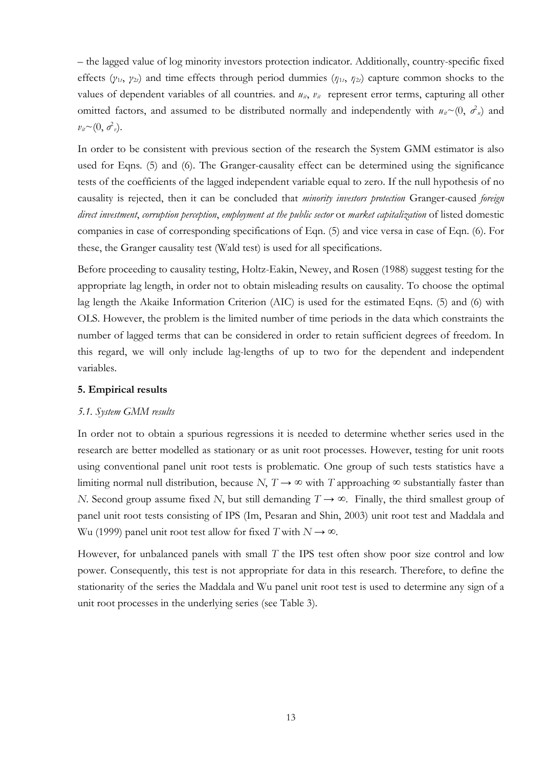– the lagged value of log minority investors protection indicator. Additionally, country-specific fixed effects ($\gamma_{1i}$, $\gamma_{2i}$) and time effects through period dummies ($\eta_{1t}$, $\eta_{2t}$) capture common shocks to the values of dependent variables of all countries. and $u_{it}$, $v_{it}$ represent error terms, capturing all other omitted factors, and assumed to be distributed normally and independently with $u_{it}$~$(0, \sigma^2_u)$ and $v_{it}$~$(0, \sigma^2_v)$.

In order to be consistent with previous section of the research the System GMM estimator is also used for Eqns. (5) and (6). The Granger-causality effect can be determined using the significance tests of the coefficients of the lagged independent variable equal to zero. If the null hypothesis of no causality is rejected, then it can be concluded that *minority investors protection* Granger-caused *foreign direct investment*, *corruption perception*, *employment at the public sector* or *market capitalization* of listed domestic companies in case of corresponding specifications of Eqn. (5) and vice versa in case of Eqn. (6). For these, the Granger causality test (Wald test) is used for all specifications.

Before proceeding to causality testing, Holtz-Eakin, Newey, and Rosen (1988) suggest testing for the appropriate lag length, in order not to obtain misleading results on causality. To choose the optimal lag length the Akaike Information Criterion (AIC) is used for the estimated Eqns. (5) and (6) with OLS. However, the problem is the limited number of time periods in the data which constraints the number of lagged terms that can be considered in order to retain sufficient degrees of freedom. In this regard, we will only include lag-lengths of up to two for the dependent and independent variables.

## 5. Empirical results

### *5.1. System GMM results*

In order not to obtain a spurious regressions it is needed to determine whether series used in the research are better modelled as stationary or as unit root processes. However, testing for unit roots using conventional panel unit root tests is problematic. One group of such tests statistics have a limiting normal null distribution, because $N$, $T \to \infty$ with $T$ approaching $\infty$ substantially faster than $N$. Second group assume fixed $N$, but still demanding $T \to \infty$. Finally, the third smallest group of panel unit root tests consisting of IPS (Im, Pesaran and Shin, 2003) unit root test and Maddala and Wu (1999) panel unit root test allow for fixed $T$ with $N \to \infty$.

However, for unbalanced panels with small $T$ the IPS test often show poor size control and low power. Consequently, this test is not appropriate for data in this research. Therefore, to define the stationarity of the series the Maddala and Wu panel unit root test is used to determine any sign of a unit root processes in the underlying series (see Table 3).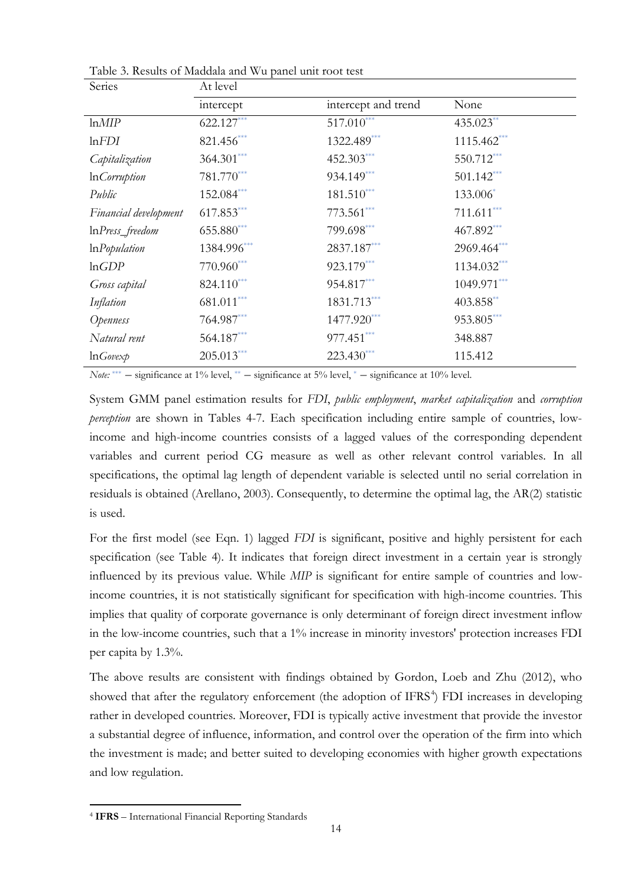Table 3. Results of Maddala and Wu panel unit root test

| Series | At level | | |
|---|---|---|---|
| | intercept | intercept and trend | None |
| ln*MIP* | 622.127*** | 517.010*** | 435.023** |
| ln*FDI* | 821.456*** | 1322.489*** | 1115.462*** |
| *Capitalization* | 364.301*** | 452.303*** | 550.712*** |
| ln*Corruption* | 781.770*** | 934.149*** | 501.142*** |
| *Public* | 152.084*** | 181.510*** | 133.006* |
| *Financial development* | 617.853*** | 773.561*** | 711.611*** |
| ln*Press_freedom* | 655.880*** | 799.698*** | 467.892*** |
| ln*Population* | 1384.996*** | 2837.187*** | 2969.464*** |
| ln*GDP* | 770.960*** | 923.179*** | 1134.032*** |
| *Gross capital* | 824.110*** | 954.817*** | 1049.971*** |
| *Inflation* | 681.011*** | 1831.713*** | 403.858** |
| *Openness* | 764.987*** | 1477.920*** | 953.805*** |
| *Natural rent* | 564.187*** | 977.451*** | 348.887 |
| ln*Govexp* | 205.013*** | 223.430*** | 115.412 |

*Note:* *** – significance at 1% level, ** – significance at 5% level, * – significance at 10% level.

System GMM panel estimation results for *FDI*, *public employment*, *market capitalization* and *corruption perception* are shown in Tables 4-7. Each specification including entire sample of countries, low-income and high-income countries consists of a lagged values of the corresponding dependent variables and current period CG measure as well as other relevant control variables. In all specifications, the optimal lag length of dependent variable is selected until no serial correlation in residuals is obtained (Arellano, 2003). Consequently, to determine the optimal lag, the AR(2) statistic is used.

For the first model (see Eqn. 1) lagged *FDI* is significant, positive and highly persistent for each specification (see Table 4). It indicates that foreign direct investment in a certain year is strongly influenced by its previous value. While *MIP* is significant for entire sample of countries and low-income countries, it is not statistically significant for specification with high-income countries. This implies that quality of corporate governance is only determinant of foreign direct investment inflow in the low-income countries, such that a 1% increase in minority investors' protection increases FDI per capita by 1.3%.

The above results are consistent with findings obtained by Gordon, Loeb and Zhu (2012), who showed that after the regulatory enforcement (the adoption of IFRS[4]) FDI increases in developing rather in developed countries. Moreover, FDI is typically active investment that provide the investor a substantial degree of influence, information, and control over the operation of the firm into which the investment is made; and better suited to developing economies with higher growth expectations and low regulation.

[4] **IFRS** – International Financial Reporting Standards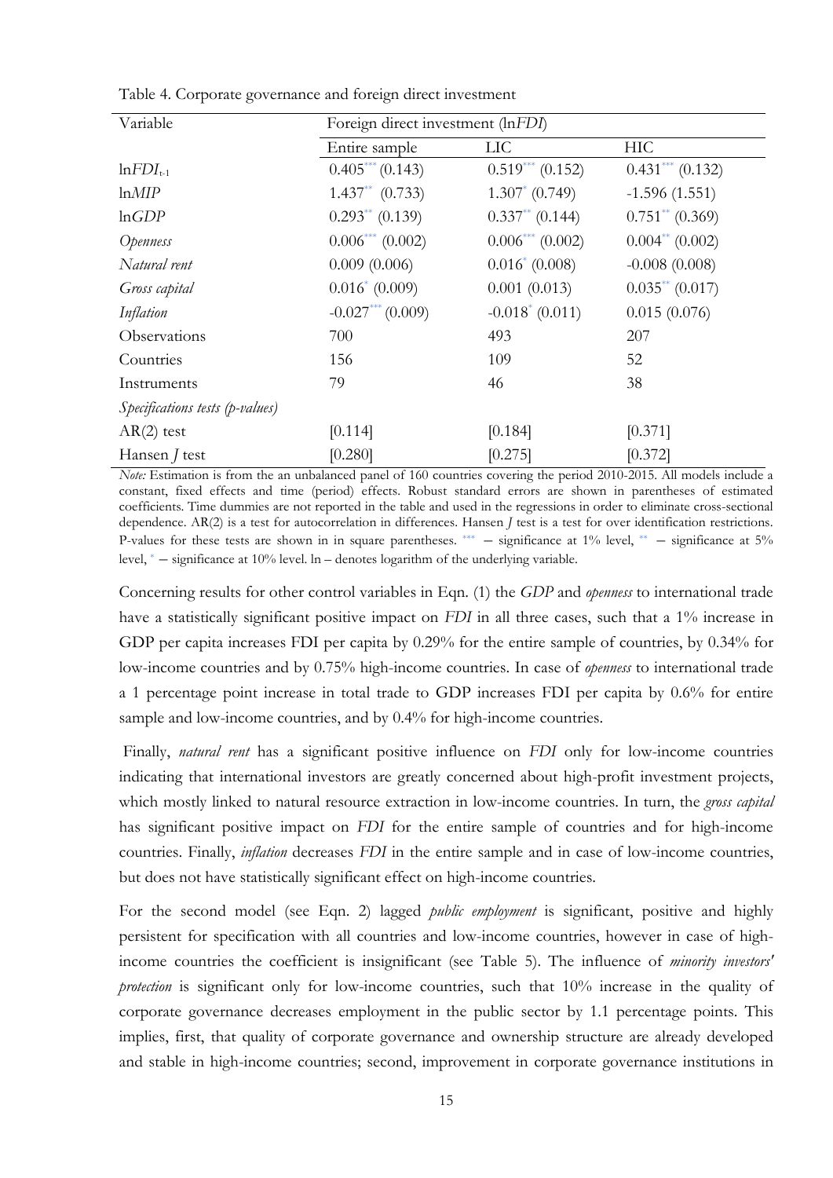Table 4. Corporate governance and foreign direct investment

| Variable | Foreign direct investment (ln*FDI*) | | |
|---|---|---|---|
| | Entire sample | LIC | HIC |
| $\ln FDI_{t-1}$ | $0.405^{***}$ (0.143) | $0.519^{***}$ (0.152) | $0.431^{***}$ (0.132) |
| ln*MIP* | $1.437^{**}$ (0.733) | $1.307^{*}$ (0.749) | -1.596 (1.551) |
| ln*GDP* | $0.293^{**}$ (0.139) | $0.337^{**}$ (0.144) | $0.751^{**}$ (0.369) |
| *Openness* | $0.006^{***}$ (0.002) | $0.006^{***}$ (0.002) | $0.004^{**}$ (0.002) |
| *Natural rent* | 0.009 (0.006) | $0.016^{*}$ (0.008) | -0.008 (0.008) |
| *Gross capital* | $0.016^{*}$ (0.009) | 0.001 (0.013) | $0.035^{**}$ (0.017) |
| *Inflation* | $-0.027^{***}$ (0.009) | $-0.018^{*}$ (0.011) | 0.015 (0.076) |
| Observations | 700 | 493 | 207 |
| Countries | 156 | 109 | 52 |
| Instruments | 79 | 46 | 38 |
| *Specifications tests (p-values)* | | | |
| AR(2) test | [0.114] | [0.184] | [0.371] |
| Hansen *J* test | [0.280] | [0.275] | [0.372] |

*Note:* Estimation is from the an unbalanced panel of 160 countries covering the period 2010-2015. All models include a constant, fixed effects and time (period) effects. Robust standard errors are shown in parentheses of estimated coefficients. Time dummies are not reported in the table and used in the regressions in order to eliminate cross-sectional dependence. AR(2) is a test for autocorrelation in differences. Hansen *J* test is a test for over identification restrictions. P-values for these tests are shown in in square parentheses. *** – significance at 1% level, ** – significance at 5% level, * – significance at 10% level. ln – denotes logarithm of the underlying variable.

Concerning results for other control variables in Eqn. (1) the *GDP* and *openness* to international trade have a statistically significant positive impact on *FDI* in all three cases, such that a 1% increase in GDP per capita increases FDI per capita by 0.29% for the entire sample of countries, by 0.34% for low-income countries and by 0.75% high-income countries. In case of *openness* to international trade a 1 percentage point increase in total trade to GDP increases FDI per capita by 0.6% for entire sample and low-income countries, and by 0.4% for high-income countries.

Finally, *natural rent* has a significant positive influence on *FDI* only for low-income countries indicating that international investors are greatly concerned about high-profit investment projects, which mostly linked to natural resource extraction in low-income countries. In turn, the *gross capital* has significant positive impact on *FDI* for the entire sample of countries and for high-income countries. Finally, *inflation* decreases *FDI* in the entire sample and in case of low-income countries, but does not have statistically significant effect on high-income countries.

For the second model (see Eqn. 2) lagged *public employment* is significant, positive and highly persistent for specification with all countries and low-income countries, however in case of high-income countries the coefficient is insignificant (see Table 5). The influence of *minority investors′ protection* is significant only for low-income countries, such that 10% increase in the quality of corporate governance decreases employment in the public sector by 1.1 percentage points. This implies, first, that quality of corporate governance and ownership structure are already developed and stable in high-income countries; second, improvement in corporate governance institutions in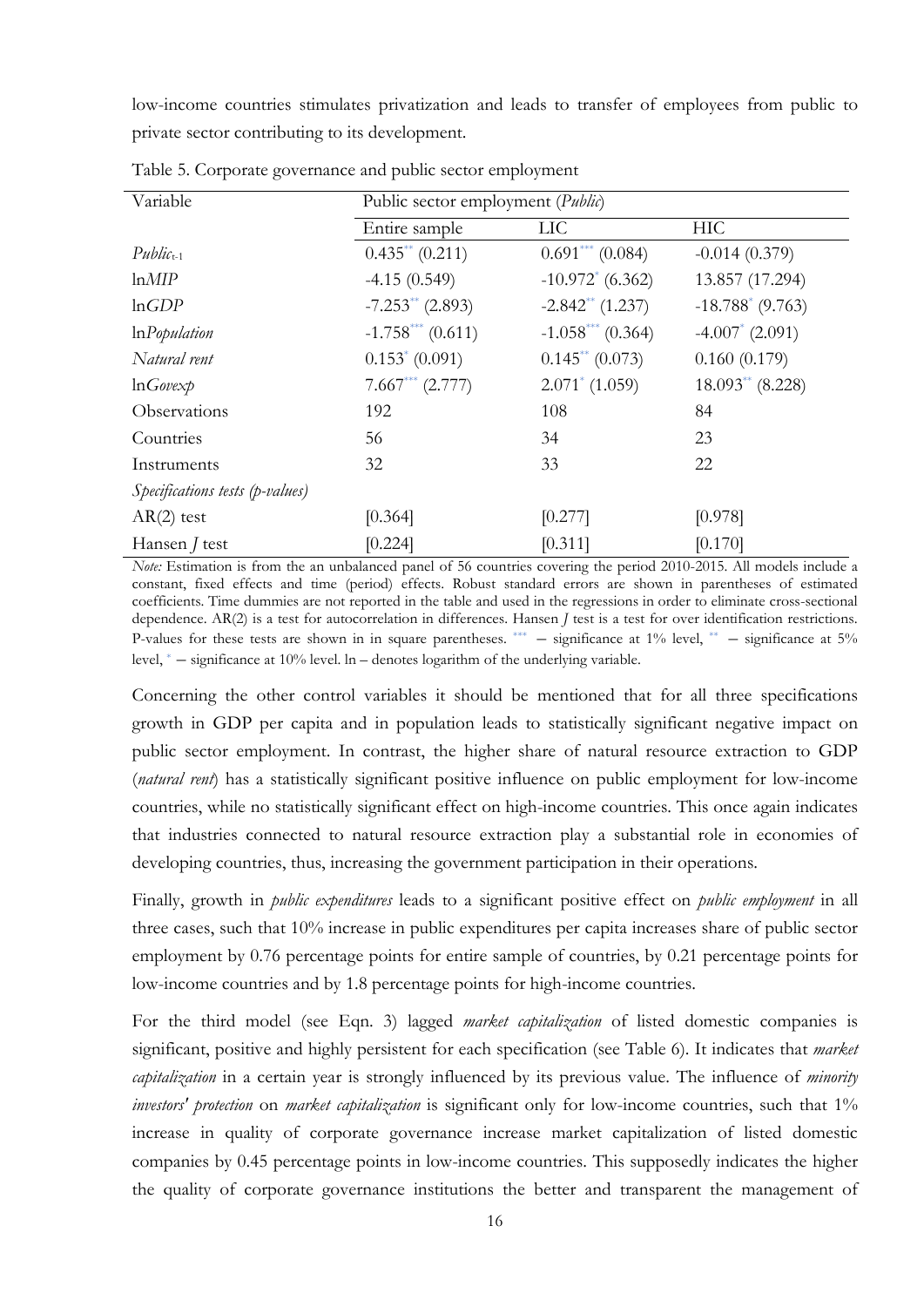low-income countries stimulates privatization and leads to transfer of employees from public to private sector contributing to its development.

Table 5. Corporate governance and public sector employment

| Variable | Public sector employment (*Public*) | | |
|---|---|---|---|
| | Entire sample | LIC | HIC |
| $Public_{t-1}$ | $0.435^{**}$ (0.211) | $0.691^{***}$ (0.084) | -0.014 (0.379) |
| ln*MIP* | -4.15 (0.549) | $-10.972^{*}$ (6.362) | 13.857 (17.294) |
| ln*GDP* | $-7.253^{**}$ (2.893) | $-2.842^{**}$ (1.237) | $-18.788^{*}$ (9.763) |
| ln*Population* | $-1.758^{***}$ (0.611) | $-1.058^{***}$ (0.364) | $-4.007^{*}$ (2.091) |
| *Natural rent* | $0.153^{*}$ (0.091) | $0.145^{**}$ (0.073) | 0.160 (0.179) |
| ln*Govexp* | $7.667^{***}$ (2.777) | $2.071^{*}$ (1.059) | $18.093^{**}$ (8.228) |
| Observations | 192 | 108 | 84 |
| Countries | 56 | 34 | 23 |
| Instruments | 32 | 33 | 22 |
| *Specifications tests (p-values)* | | | |
| AR(2) test | [0.364] | [0.277] | [0.978] |
| Hansen *J* test | [0.224] | [0.311] | [0.170] |

*Note:* Estimation is from the an unbalanced panel of 56 countries covering the period 2010-2015. All models include a constant, fixed effects and time (period) effects. Robust standard errors are shown in parentheses of estimated coefficients. Time dummies are not reported in the table and used in the regressions in order to eliminate cross-sectional dependence. AR(2) is a test for autocorrelation in differences. Hansen *J* test is a test for over identification restrictions. P-values for these tests are shown in in square parentheses. $^{***}$ – significance at 1% level, $^{**}$ – significance at 5% level, $^{*}$ – significance at 10% level. ln – denotes logarithm of the underlying variable.

Concerning the other control variables it should be mentioned that for all three specifications growth in GDP per capita and in population leads to statistically significant negative impact on public sector employment. In contrast, the higher share of natural resource extraction to GDP (*natural rent*) has a statistically significant positive influence on public employment for low-income countries, while no statistically significant effect on high-income countries. This once again indicates that industries connected to natural resource extraction play a substantial role in economies of developing countries, thus, increasing the government participation in their operations.

Finally, growth in *public expenditures* leads to a significant positive effect on *public employment* in all three cases, such that 10% increase in public expenditures per capita increases share of public sector employment by 0.76 percentage points for entire sample of countries, by 0.21 percentage points for low-income countries and by 1.8 percentage points for high-income countries.

For the third model (see Eqn. 3) lagged *market capitalization* of listed domestic companies is significant, positive and highly persistent for each specification (see Table 6). It indicates that *market capitalization* in a certain year is strongly influenced by its previous value. The influence of *minority investors' protection* on *market capitalization* is significant only for low-income countries, such that 1% increase in quality of corporate governance increase market capitalization of listed domestic companies by 0.45 percentage points in low-income countries. This supposedly indicates the higher the quality of corporate governance institutions the better and transparent the management of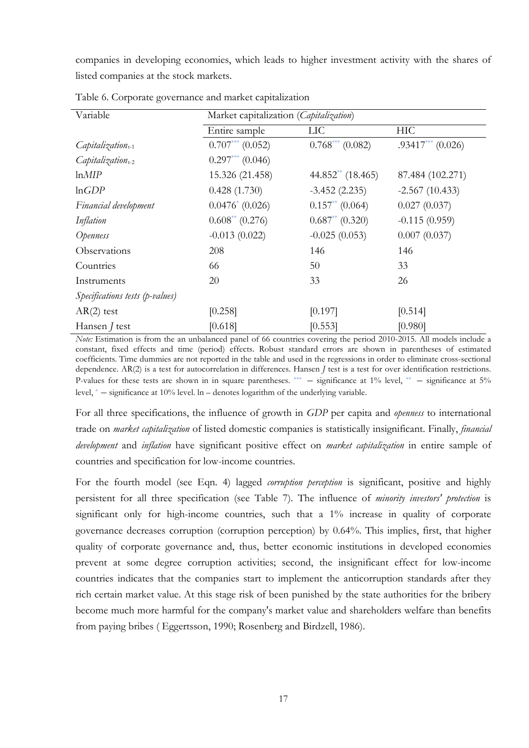companies in developing economies, which leads to higher investment activity with the shares of listed companies at the stock markets.

Table 6. Corporate governance and market capitalization

| Variable | Market capitalization (*Capitalization*) | | |
|---|---|---|---|
| | Entire sample | LIC | HIC |
| *Capitalization*$_{t-1}$ | 0.707*** (0.052) | 0.768*** (0.082) | .93417*** (0.026) |
| *Capitalization*$_{t-2}$ | 0.297*** (0.046) | | |
| ln*MIP* | 15.326 (21.458) | 44.852** (18.465) | 87.484 (102.271) |
| ln*GDP* | 0.428 (1.730) | -3.452 (2.235) | -2.567 (10.433) |
| *Financial development* | 0.0476* (0.026) | 0.157** (0.064) | 0.027 (0.037) |
| *Inflation* | 0.608** (0.276) | 0.687** (0.320) | -0.115 (0.959) |
| *Openness* | -0.013 (0.022) | -0.025 (0.053) | 0.007 (0.037) |
| Observations | 208 | 146 | 146 |
| Countries | 66 | 50 | 33 |
| Instruments | 20 | 33 | 26 |
| *Specifications tests (p-values)* | | | |
| AR(2) test | [0.258] | [0.197] | [0.514] |
| Hansen *J* test | [0.618] | [0.553] | [0.980] |

*Note:* Estimation is from the an unbalanced panel of 66 countries covering the period 2010-2015. All models include a constant, fixed effects and time (period) effects. Robust standard errors are shown in parentheses of estimated coefficients. Time dummies are not reported in the table and used in the regressions in order to eliminate cross-sectional dependence. AR(2) is a test for autocorrelation in differences. Hansen *J* test is a test for over identification restrictions. P-values for these tests are shown in in square parentheses. *** – significance at 1% level, ** – significance at 5% level, * – significance at 10% level. ln – denotes logarithm of the underlying variable.

For all three specifications, the influence of growth in *GDP* per capita and *openness* to international trade on *market capitalization* of listed domestic companies is statistically insignificant. Finally, *financial development* and *inflation* have significant positive effect on *market capitalization* in entire sample of countries and specification for low-income countries.

For the fourth model (see Eqn. 4) lagged *corruption perception* is significant, positive and highly persistent for all three specification (see Table 7). The influence of *minority investors' protection* is significant only for high-income countries, such that a 1% increase in quality of corporate governance decreases corruption (corruption perception) by 0.64%. This implies, first, that higher quality of corporate governance and, thus, better economic institutions in developed economies prevent at some degree corruption activities; second, the insignificant effect for low-income countries indicates that the companies start to implement the anticorruption standards after they rich certain market value. At this stage risk of been punished by the state authorities for the bribery become much more harmful for the company's market value and shareholders welfare than benefits from paying bribes ( Eggertsson, 1990; Rosenberg and Birdzell, 1986).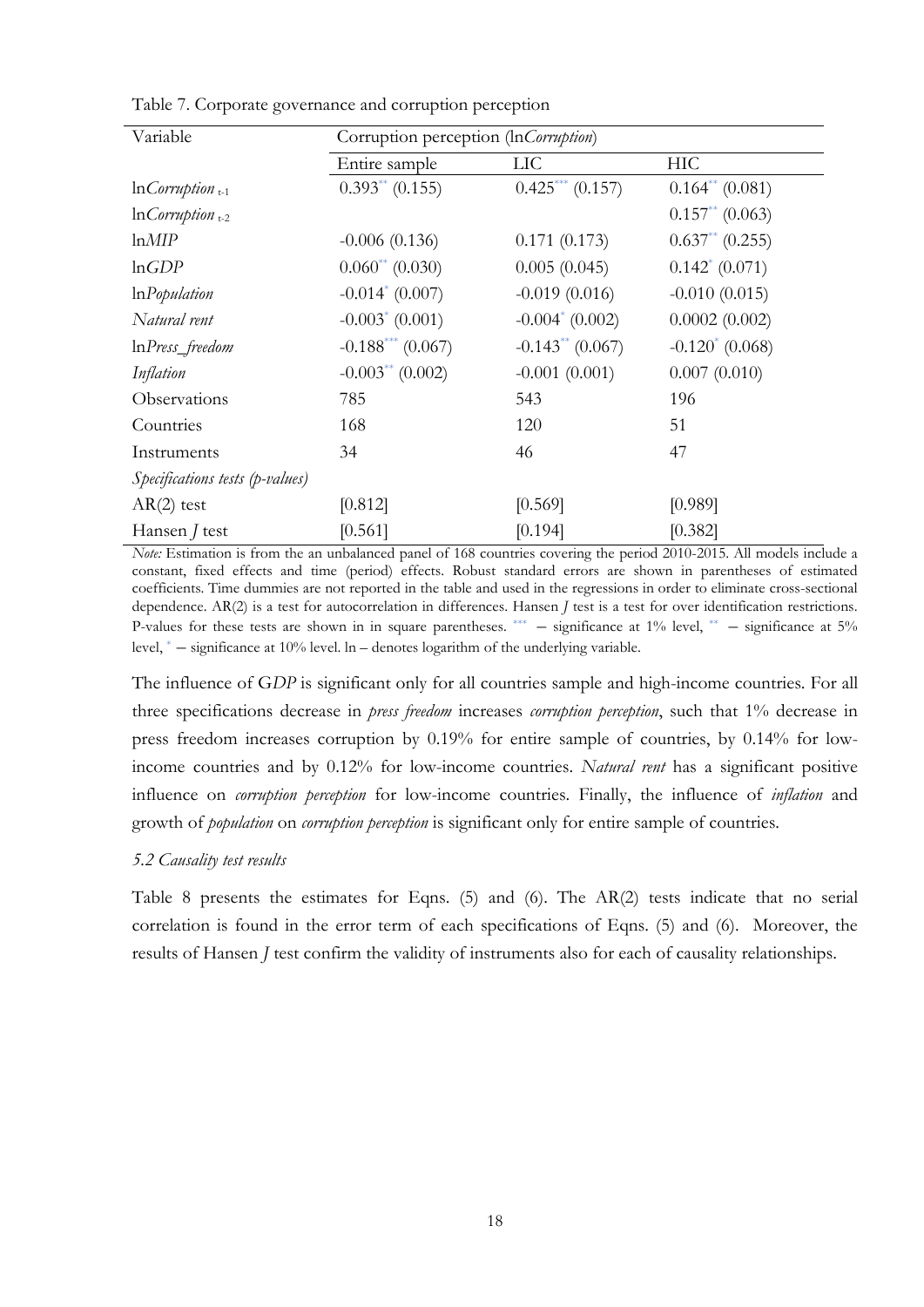Table 7. Corporate governance and corruption perception

| Variable | Corruption perception (ln*Corruption*) | | |
|---|---|---|---|
| | Entire sample | LIC | HIC |
| ln*Corruption* $_{t-1}$ | $0.393^{**}$ (0.155) | $0.425^{***}$ (0.157) | $0.164^{**}$ (0.081) |
| ln*Corruption* $_{t-2}$ | | | $0.157^{**}$ (0.063) |
| ln*MIP* | -0.006 (0.136) | 0.171 (0.173) | $0.637^{**}$ (0.255) |
| ln*GDP* | $0.060^{**}$ (0.030) | 0.005 (0.045) | $0.142^{*}$ (0.071) |
| ln*Population* | $-0.014^{*}$ (0.007) | -0.019 (0.016) | -0.010 (0.015) |
| *Natural rent* | $-0.003^{*}$ (0.001) | $-0.004^{*}$ (0.002) | 0.0002 (0.002) |
| ln*Press_freedom* | $-0.188^{***}$ (0.067) | $-0.143^{**}$ (0.067) | $-0.120^{*}$ (0.068) |
| *Inflation* | $-0.003^{**}$ (0.002) | -0.001 (0.001) | 0.007 (0.010) |
| Observations | 785 | 543 | 196 |
| Countries | 168 | 120 | 51 |
| Instruments | 34 | 46 | 47 |
| *Specifications tests (p-values)* | | | |
| AR(2) test | [0.812] | [0.569] | [0.989] |
| Hansen *J* test | [0.561] | [0.194] | [0.382] |

*Note:* Estimation is from the an unbalanced panel of 168 countries covering the period 2010-2015. All models include a constant, fixed effects and time (period) effects. Robust standard errors are shown in parentheses of estimated coefficients. Time dummies are not reported in the table and used in the regressions in order to eliminate cross-sectional dependence. AR(2) is a test for autocorrelation in differences. Hansen *J* test is a test for over identification restrictions. P-values for these tests are shown in in square parentheses. $^{***}$ – significance at 1% level, $^{**}$ – significance at 5% level, $^{*}$ – significance at 10% level. ln – denotes logarithm of the underlying variable.

The influence of G*DP* is significant only for all countries sample and high-income countries. For all three specifications decrease in *press freedom* increases *corruption perception*, such that 1% decrease in press freedom increases corruption by 0.19% for entire sample of countries, by 0.14% for low-income countries and by 0.12% for low-income countries. *Natural rent* has a significant positive influence on *corruption perception* for low-income countries. Finally, the influence of *inflation* and growth of *population* on *corruption perception* is significant only for entire sample of countries.

### *5.2 Causality test results*

Table 8 presents the estimates for Eqns. (5) and (6). The AR(2) tests indicate that no serial correlation is found in the error term of each specifications of Eqns. (5) and (6). Moreover, the results of Hansen *J* test confirm the validity of instruments also for each of causality relationships.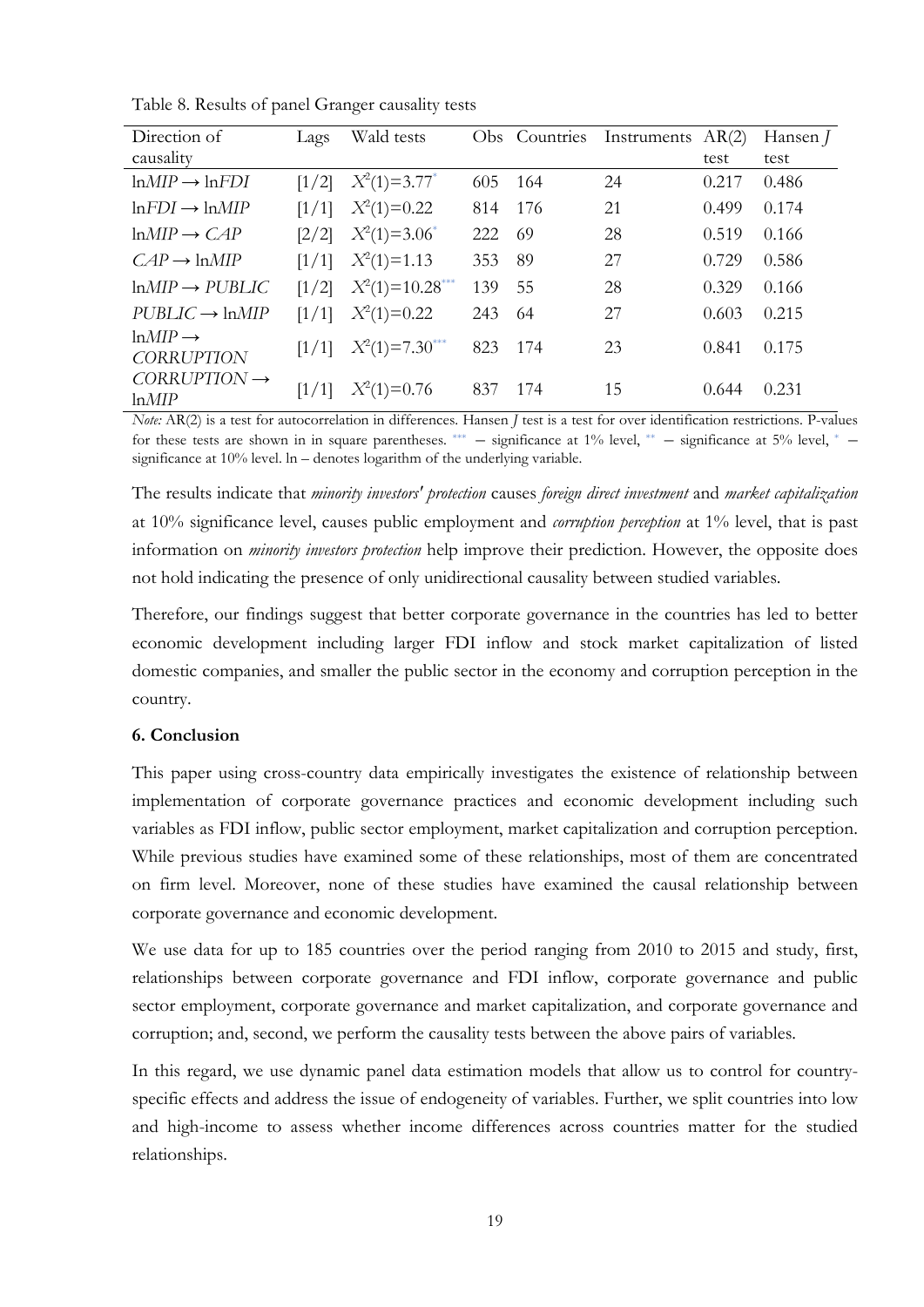Table 8. Results of panel Granger causality tests

| Direction of causality | Lags | Wald tests | Obs | Countries | Instruments | AR(2) test | Hansen *J* test |
|---|---|---|---|---|---|---|---|
| ln*MIP* → ln*FDI* | [1/2] | $X^2(1)=3.77^{*}$ | 605 | 164 | 24 | 0.217 | 0.486 |
| ln*FDI* → ln*MIP* | [1/1] | $X^2(1)=0.22$ | 814 | 176 | 21 | 0.499 | 0.174 |
| ln*MIP* → *CAP* | [2/2] | $X^2(1)=3.06^{*}$ | 222 | 69 | 28 | 0.519 | 0.166 |
| *CAP* → ln*MIP* | [1/1] | $X^2(1)=1.13$ | 353 | 89 | 27 | 0.729 | 0.586 |
| ln*MIP* → *PUBLIC* | [1/2] | $X^2(1)=10.28^{***}$ | 139 | 55 | 28 | 0.329 | 0.166 |
| *PUBLIC* → ln*MIP* | [1/1] | $X^2(1)=0.22$ | 243 | 64 | 27 | 0.603 | 0.215 |
| ln*MIP* → *CORRUPTION* | [1/1] | $X^2(1)=7.30^{***}$ | 823 | 174 | 23 | 0.841 | 0.175 |
| *CORRUPTION* → ln*MIP* | [1/1] | $X^2(1)=0.76$ | 837 | 174 | 15 | 0.644 | 0.231 |

*Note:* AR(2) is a test for autocorrelation in differences. Hansen *J* test is a test for over identification restrictions. P-values for these tests are shown in in square parentheses. *** – significance at 1% level, ** – significance at 5% level, * – significance at 10% level. ln – denotes logarithm of the underlying variable.

The results indicate that *minority investors' protection* causes *foreign direct investment* and *market capitalization* at 10% significance level, causes public employment and *corruption perception* at 1% level, that is past information on *minority investors protection* help improve their prediction. However, the opposite does not hold indicating the presence of only unidirectional causality between studied variables.

Therefore, our findings suggest that better corporate governance in the countries has led to better economic development including larger FDI inflow and stock market capitalization of listed domestic companies, and smaller the public sector in the economy and corruption perception in the country.

## 6. Conclusion

This paper using cross-country data empirically investigates the existence of relationship between implementation of corporate governance practices and economic development including such variables as FDI inflow, public sector employment, market capitalization and corruption perception. While previous studies have examined some of these relationships, most of them are concentrated on firm level. Moreover, none of these studies have examined the causal relationship between corporate governance and economic development.

We use data for up to 185 countries over the period ranging from 2010 to 2015 and study, first, relationships between corporate governance and FDI inflow, corporate governance and public sector employment, corporate governance and market capitalization, and corporate governance and corruption; and, second, we perform the causality tests between the above pairs of variables.

In this regard, we use dynamic panel data estimation models that allow us to control for country-specific effects and address the issue of endogeneity of variables. Further, we split countries into low and high-income to assess whether income differences across countries matter for the studied relationships.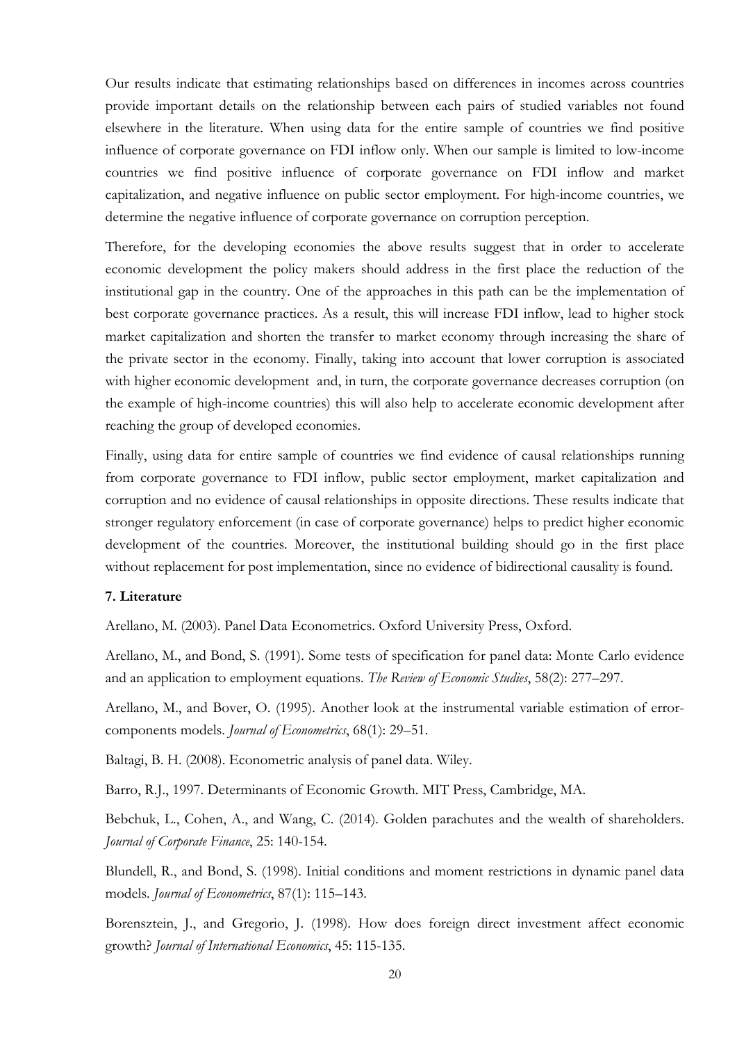Our results indicate that estimating relationships based on differences in incomes across countries provide important details on the relationship between each pairs of studied variables not found elsewhere in the literature. When using data for the entire sample of countries we find positive influence of corporate governance on FDI inflow only. When our sample is limited to low-income countries we find positive influence of corporate governance on FDI inflow and market capitalization, and negative influence on public sector employment. For high-income countries, we determine the negative influence of corporate governance on corruption perception.

Therefore, for the developing economies the above results suggest that in order to accelerate economic development the policy makers should address in the first place the reduction of the institutional gap in the country. One of the approaches in this path can be the implementation of best corporate governance practices. As a result, this will increase FDI inflow, lead to higher stock market capitalization and shorten the transfer to market economy through increasing the share of the private sector in the economy. Finally, taking into account that lower corruption is associated with higher economic development and, in turn, the corporate governance decreases corruption (on the example of high-income countries) this will also help to accelerate economic development after reaching the group of developed economies.

Finally, using data for entire sample of countries we find evidence of causal relationships running from corporate governance to FDI inflow, public sector employment, market capitalization and corruption and no evidence of causal relationships in opposite directions. These results indicate that stronger regulatory enforcement (in case of corporate governance) helps to predict higher economic development of the countries. Moreover, the institutional building should go in the first place without replacement for post implementation, since no evidence of bidirectional causality is found.

**7. Literature**

Arellano, M. (2003). Panel Data Econometrics. Oxford University Press, Oxford.

Arellano, M., and Bond, S. (1991). Some tests of specification for panel data: Monte Carlo evidence and an application to employment equations. *The Review of Economic Studies*, 58(2): 277–297.

Arellano, M., and Bover, O. (1995). Another look at the instrumental variable estimation of error-components models. *Journal of Econometrics*, 68(1): 29–51.

Baltagi, B. H. (2008). Econometric analysis of panel data. Wiley.

Barro, R.J., 1997. Determinants of Economic Growth. MIT Press, Cambridge, MA.

Bebchuk, L., Cohen, A., and Wang, C. (2014). Golden parachutes and the wealth of shareholders. *Journal of Corporate Finance*, 25: 140-154.

Blundell, R., and Bond, S. (1998). Initial conditions and moment restrictions in dynamic panel data models. *Journal of Econometrics*, 87(1): 115–143.

Borensztein, J., and Gregorio, J. (1998). How does foreign direct investment affect economic growth? *Journal of International Economics*, 45: 115-135.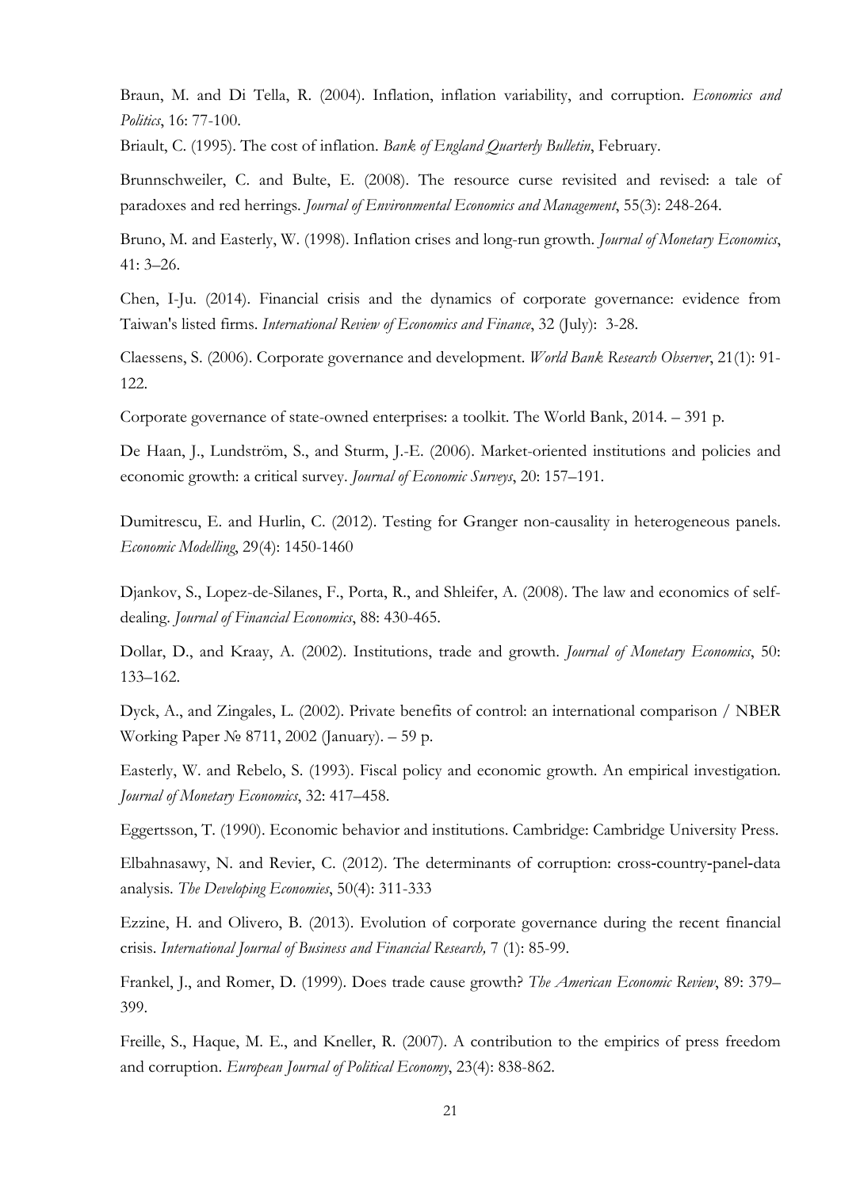Braun, M. and Di Tella, R. (2004). Inflation, inflation variability, and corruption. *Economics and Politics*, 16: 77-100.

Briault, C. (1995). The cost of inflation. *Bank of England Quarterly Bulletin*, February.

Brunnschweiler, C. and Bulte, E. (2008). The resource curse revisited and revised: a tale of paradoxes and red herrings. *Journal of Environmental Economics and Management*, 55(3): 248-264.

Bruno, M. and Easterly, W. (1998). Inflation crises and long-run growth. *Journal of Monetary Economics*, 41: 3–26.

Chen, I-Ju. (2014). Financial crisis and the dynamics of corporate governance: evidence from Taiwan's listed firms. *International Review of Economics and Finance*, 32 (July): 3-28.

Claessens, S. (2006). Corporate governance and development. *World Bank Research Observer*, 21(1): 91-122.

Corporate governance of state-owned enterprises: a toolkit. The World Bank, 2014. – 391 p.

De Haan, J., Lundström, S., and Sturm, J.-E. (2006). Market-oriented institutions and policies and economic growth: a critical survey. *Journal of Economic Surveys*, 20: 157–191.

Dumitrescu, E. and Hurlin, C. (2012). Testing for Granger non-causality in heterogeneous panels. *Economic Modelling*, 29(4): 1450-1460

Djankov, S., Lopez-de-Silanes, F., Porta, R., and Shleifer, A. (2008). The law and economics of self-dealing. *Journal of Financial Economics*, 88: 430-465.

Dollar, D., and Kraay, A. (2002). Institutions, trade and growth. *Journal of Monetary Economics*, 50: 133–162.

Dyck, A., and Zingales, L. (2002). Private benefits of control: an international comparison / NBER Working Paper № 8711, 2002 (January). – 59 p.

Easterly, W. and Rebelo, S. (1993). Fiscal policy and economic growth. An empirical investigation. *Journal of Monetary Economics*, 32: 417–458.

Eggertsson, T. (1990). Economic behavior and institutions. Cambridge: Cambridge University Press.

Elbahnasawy, N. and Revier, C. (2012). The determinants of corruption: cross-country-panel-data analysis. *The Developing Economies*, 50(4): 311-333

Ezzine, H. and Olivero, B. (2013). Evolution of corporate governance during the recent financial crisis. *International Journal of Business and Financial Research,* 7 (1): 85-99.

Frankel, J., and Romer, D. (1999). Does trade cause growth? *The American Economic Review*, 89: 379–399.

Freille, S., Haque, M. E., and Kneller, R. (2007). A contribution to the empirics of press freedom and corruption. *European Journal of Political Economy*, 23(4): 838-862.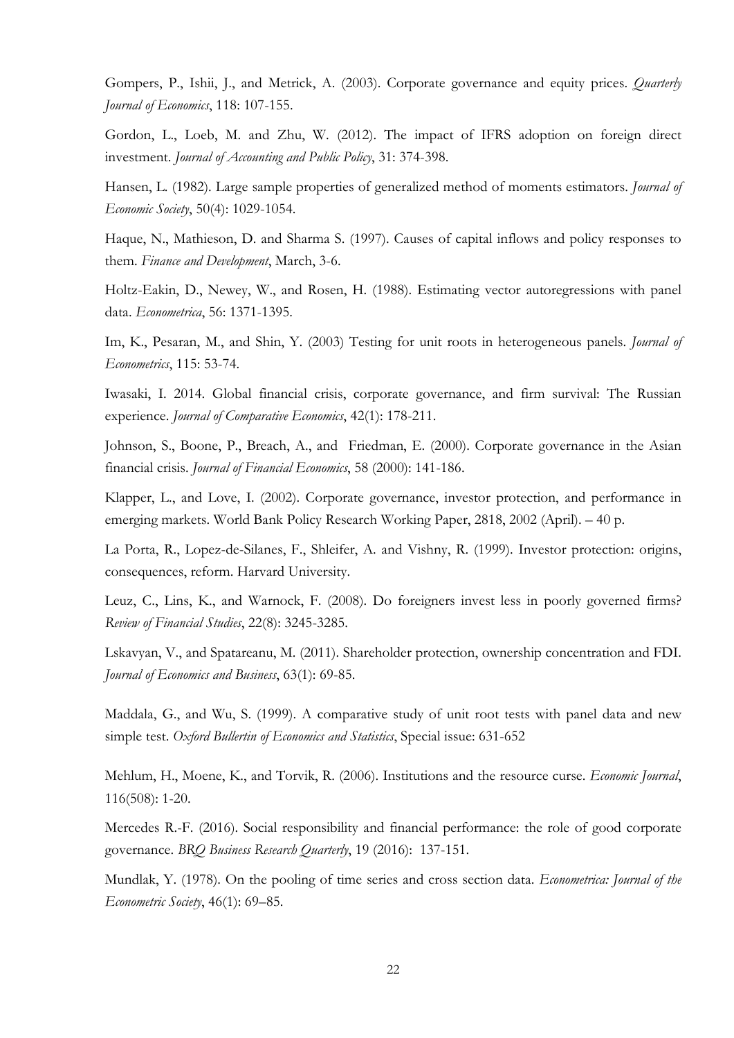Gompers, P., Ishii, J., and Metrick, A. (2003). Corporate governance and equity prices. *Quarterly Journal of Economics*, 118: 107-155.

Gordon, L., Loeb, M. and Zhu, W. (2012). The impact of IFRS adoption on foreign direct investment. *Journal of Accounting and Public Policy*, 31: 374-398.

Hansen, L. (1982). Large sample properties of generalized method of moments estimators. *Journal of Economic Society*, 50(4): 1029-1054.

Haque, N., Mathieson, D. and Sharma S. (1997). Causes of capital inflows and policy responses to them. *Finance and Development*, March, 3-6.

Holtz-Eakin, D., Newey, W., and Rosen, H. (1988). Estimating vector autoregressions with panel data. *Econometrica*, 56: 1371-1395.

Im, K., Pesaran, M., and Shin, Y. (2003) Testing for unit roots in heterogeneous panels. *Journal of Econometrics*, 115: 53-74.

Iwasaki, I. 2014. Global financial crisis, corporate governance, and firm survival: The Russian experience. *Journal of Comparative Economics*, 42(1): 178-211.

Johnson, S., Boone, P., Breach, A., and Friedman, E. (2000). Corporate governance in the Asian financial crisis. *Journal of Financial Economics*, 58 (2000): 141-186.

Klapper, L., and Love, I. (2002). Corporate governance, investor protection, and performance in emerging markets. World Bank Policy Research Working Paper, 2818, 2002 (April). – 40 p.

La Porta, R., Lopez-de-Silanes, F., Shleifer, A. and Vishny, R. (1999). Investor protection: origins, consequences, reform. Harvard University.

Leuz, C., Lins, K., and Warnock, F. (2008). Do foreigners invest less in poorly governed firms? *Review of Financial Studies*, 22(8): 3245-3285.

Lskavyan, V., and Spatareanu, M. (2011). Shareholder protection, ownership concentration and FDI. *Journal of Economics and Business*, 63(1): 69-85.

Maddala, G., and Wu, S. (1999). A comparative study of unit root tests with panel data and new simple test. *Oxford Bullertin of Economics and Statistics*, Special issue: 631-652

Mehlum, H., Moene, K., and Torvik, R. (2006). Institutions and the resource curse. *Economic Journal*, 116(508): 1-20.

Mercedes R.-F. (2016). Social responsibility and financial performance: the role of good corporate governance. *BRQ Business Research Quarterly*, 19 (2016): 137-151.

Mundlak, Y. (1978). On the pooling of time series and cross section data. *Econometrica: Journal of the Econometric Society*, 46(1): 69–85.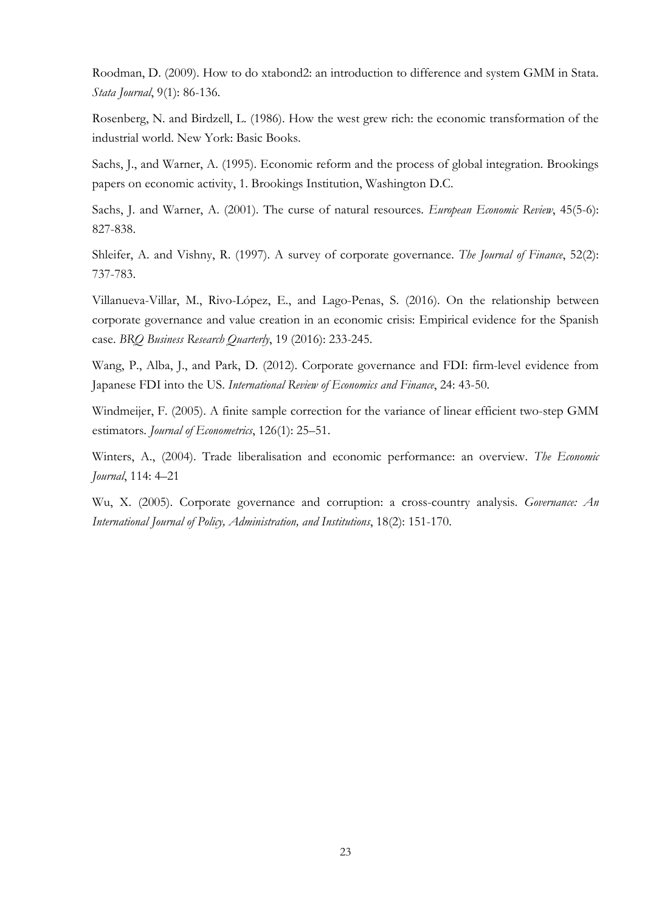Roodman, D. (2009). How to do xtabond2: an introduction to difference and system GMM in Stata. *Stata Journal*, 9(1): 86-136.

Rosenberg, N. and Birdzell, L. (1986). How the west grew rich: the economic transformation of the industrial world. New York: Basic Books.

Sachs, J., and Warner, A. (1995). Economic reform and the process of global integration. Brookings papers on economic activity, 1. Brookings Institution, Washington D.C.

Sachs, J. and Warner, A. (2001). The curse of natural resources. *European Economic Review*, 45(5-6): 827-838.

Shleifer, A. and Vishny, R. (1997). A survey of corporate governance. *The Journal of Finance*, 52(2): 737-783.

Villanueva-Villar, M., Rivo-López, E., and Lago-Penas, S. (2016). On the relationship between corporate governance and value creation in an economic crisis: Empirical evidence for the Spanish case. *BRQ Business Research Quarterly*, 19 (2016): 233-245.

Wang, P., Alba, J., and Park, D. (2012). Corporate governance and FDI: firm-level evidence from Japanese FDI into the US. *International Review of Economics and Finance*, 24: 43-50.

Windmeijer, F. (2005). A finite sample correction for the variance of linear efficient two-step GMM estimators. *Journal of Econometrics*, 126(1): 25–51.

Winters, A., (2004). Trade liberalisation and economic performance: an overview. *The Economic Journal*, 114: 4–21

Wu, X. (2005). Corporate governance and corruption: a cross-country analysis. *Governance: An International Journal of Policy, Administration, and Institutions*, 18(2): 151-170.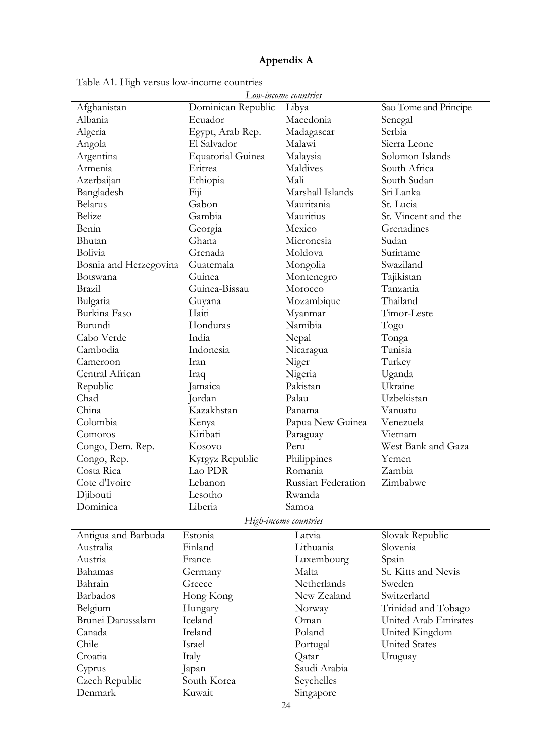# Appendix A

Table A1. High versus low-income countries

| *Low-income countries* | | | |
|---|---|---|---|
| Afghanistan | Dominican Republic | Libya | Sao Tome and Principe |
| Albania | Ecuador | Macedonia | Senegal |
| Algeria | Egypt, Arab Rep. | Madagascar | Serbia |
| Angola | El Salvador | Malawi | Sierra Leone |
| Argentina | Equatorial Guinea | Malaysia | Solomon Islands |
| Armenia | Eritrea | Maldives | South Africa |
| Azerbaijan | Ethiopia | Mali | South Sudan |
| Bangladesh | Fiji | Marshall Islands | Sri Lanka |
| Belarus | Gabon | Mauritania | St. Lucia |
| Belize | Gambia | Mauritius | St. Vincent and the Grenadines |
| Benin | Georgia | Mexico | Sudan |
| Bhutan | Ghana | Micronesia | Suriname |
| Bolivia | Grenada | Moldova | Swaziland |
| Bosnia and Herzegovina | Guatemala | Mongolia | Tajikistan |
| Botswana | Guinea | Montenegro | Tanzania |
| Brazil | Guinea-Bissau | Morocco | Thailand |
| Bulgaria | Guyana | Mozambique | Timor-Leste |
| Burkina Faso | Haiti | Myanmar | Togo |
| Burundi | Honduras | Namibia | Tonga |
| Cabo Verde | India | Nepal | Tunisia |
| Cambodia | Indonesia | Nicaragua | Turkey |
| Cameroon | Iran | Niger | Uganda |
| Central African Republic | Iraq | Nigeria | Ukraine |
| Chad | Jamaica | Pakistan | Uzbekistan |
| China | Jordan | Palau | Vanuatu |
| Colombia | Kazakhstan | Panama | Venezuela |
| Comoros | Kenya | Papua New Guinea | Vietnam |
| Congo, Dem. Rep. | Kiribati | Paraguay | West Bank and Gaza |
| Congo, Rep. | Kosovo | Peru | Yemen |
| Costa Rica | Kyrgyz Republic | Philippines | Zambia |
| Cote d'Ivoire | Lao PDR | Romania | Zimbabwe |
| Djibouti | Lebanon | Russian Federation | |
| Dominica | Lesotho | Rwanda | |
| | Liberia | Samoa | |
| *High-income countries* | | | |
| Antigua and Barbuda | Estonia | Latvia | Slovak Republic |
| Australia | Finland | Lithuania | Slovenia |
| Austria | France | Luxembourg | Spain |
| Bahamas | Germany | Malta | St. Kitts and Nevis |
| Bahrain | Greece | Netherlands | Sweden |
| Barbados | Hong Kong | New Zealand | Switzerland |
| Belgium | Hungary | Norway | Trinidad and Tobago |
| Brunei Darussalam | Iceland | Oman | United Arab Emirates |
| Canada | Ireland | Poland | United Kingdom |
| Chile | Israel | Portugal | United States |
| Croatia | Italy | Qatar | Uruguay |
| Cyprus | Japan | Saudi Arabia | |
| Czech Republic | South Korea | Seychelles | |
| Denmark | Kuwait | Singapore | |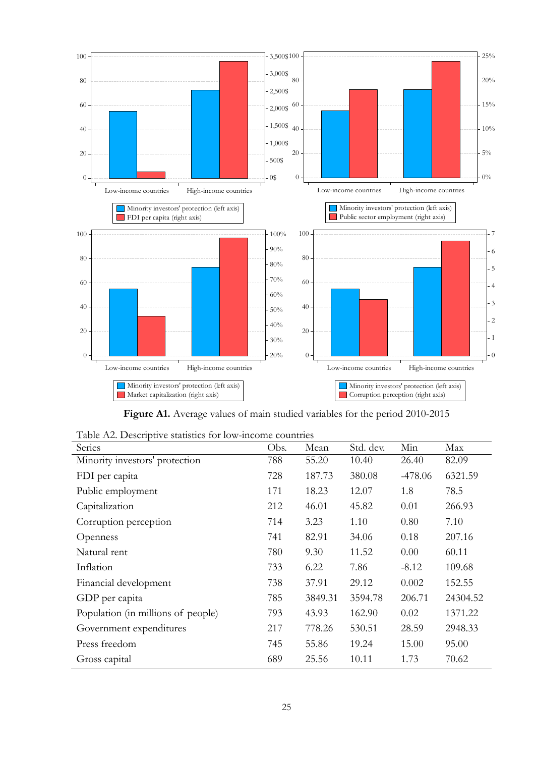**Figure A1.** Average values of main studied variables for the period 2010-2015

Table A2. Descriptive statistics for low-income countries

| Series | Obs. | Mean | Std. dev. | Min | Max |
|---|---|---|---|---|---|
| Minority investors' protection | 788 | 55.20 | 10.40 | 26.40 | 82.09 |
| FDI per capita | 728 | 187.73 | 380.08 | -478.06 | 6321.59 |
| Public employment | 171 | 18.23 | 12.07 | 1.8 | 78.5 |
| Capitalization | 212 | 46.01 | 45.82 | 0.01 | 266.93 |
| Corruption perception | 714 | 3.23 | 1.10 | 0.80 | 7.10 |
| Openness | 741 | 82.91 | 34.06 | 0.18 | 207.16 |
| Natural rent | 780 | 9.30 | 11.52 | 0.00 | 60.11 |
| Inflation | 733 | 6.22 | 7.86 | -8.12 | 109.68 |
| Financial development | 738 | 37.91 | 29.12 | 0.002 | 152.55 |
| GDP per capita | 785 | 3849.31 | 3594.78 | 206.71 | 24304.52 |
| Population (in millions of people) | 793 | 43.93 | 162.90 | 0.02 | 1371.22 |
| Government expenditures | 217 | 778.26 | 530.51 | 28.59 | 2948.33 |
| Press freedom | 745 | 55.86 | 19.24 | 15.00 | 95.00 |
| Gross capital | 689 | 25.56 | 10.11 | 1.73 | 70.62 |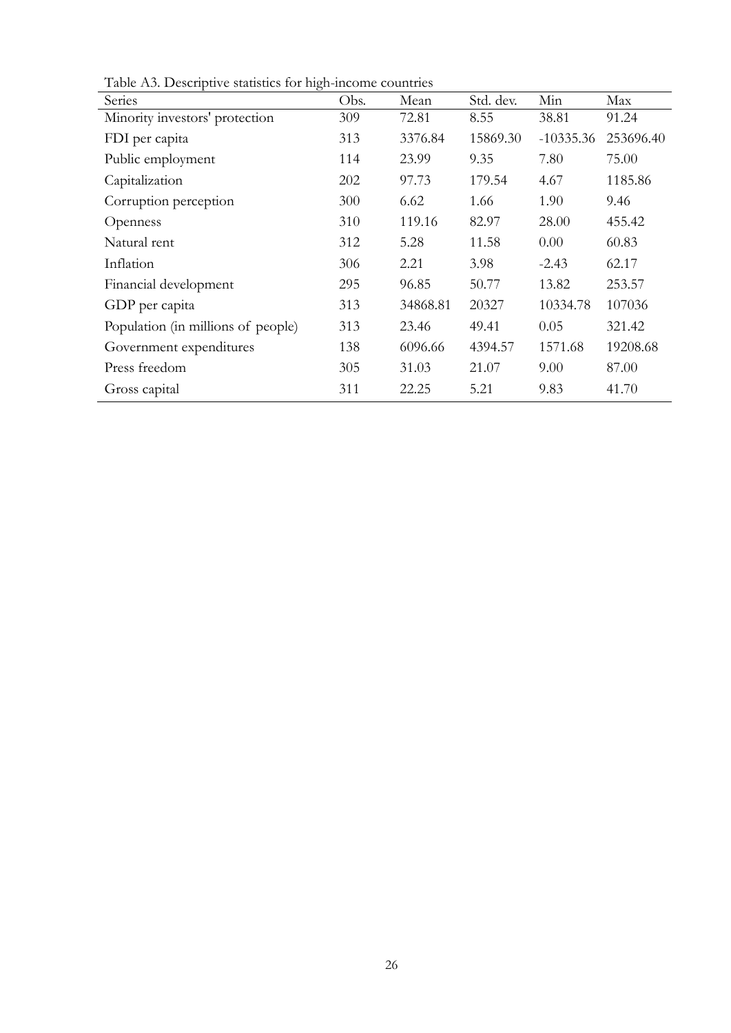Table A3. Descriptive statistics for high-income countries

| Series | Obs. | Mean | Std. dev. | Min | Max |
|---|---|---|---|---|---|
| Minority investors' protection | 309 | 72.81 | 8.55 | 38.81 | 91.24 |
| FDI per capita | 313 | 3376.84 | 15869.30 | -10335.36 | 253696.40 |
| Public employment | 114 | 23.99 | 9.35 | 7.80 | 75.00 |
| Capitalization | 202 | 97.73 | 179.54 | 4.67 | 1185.86 |
| Corruption perception | 300 | 6.62 | 1.66 | 1.90 | 9.46 |
| Openness | 310 | 119.16 | 82.97 | 28.00 | 455.42 |
| Natural rent | 312 | 5.28 | 11.58 | 0.00 | 60.83 |
| Inflation | 306 | 2.21 | 3.98 | -2.43 | 62.17 |
| Financial development | 295 | 96.85 | 50.77 | 13.82 | 253.57 |
| GDP per capita | 313 | 34868.81 | 20327 | 10334.78 | 107036 |
| Population (in millions of people) | 313 | 23.46 | 49.41 | 0.05 | 321.42 |
| Government expenditures | 138 | 6096.66 | 4394.57 | 1571.68 | 19208.68 |
| Press freedom | 305 | 31.03 | 21.07 | 9.00 | 87.00 |
| Gross capital | 311 | 22.25 | 5.21 | 9.83 | 41.70 |